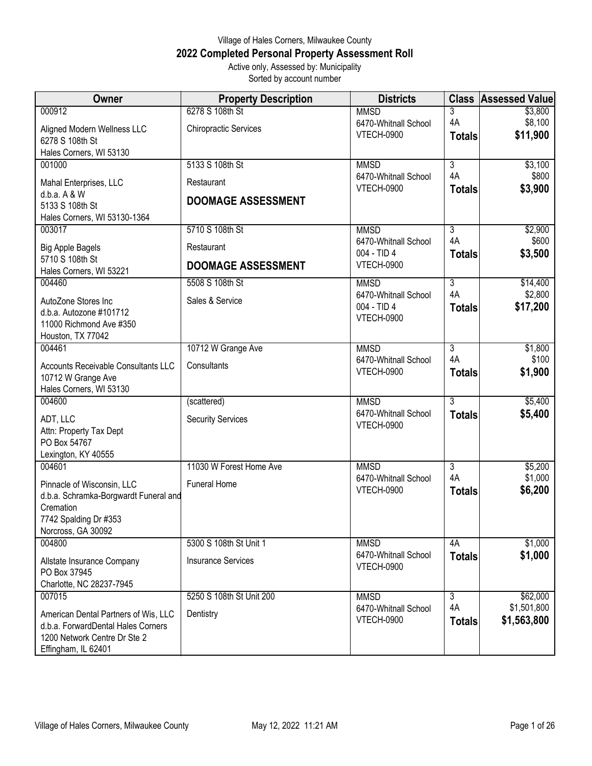Village of Hales Corners, Milwaukee County

# 2022 Completed Personal Property Assessment Roll

Active only, Assessed by: Municipality

Sorted by account number

| Owner | Property Description | Districts | Class | Assessed Value |
|---|---|---|---|---|
| 000912<br>Aligned Modern Wellness LLC<br>6278 S 108th St<br>Hales Corners, WI 53130 | 6278 S 108th St<br>Chiropractic Services | MMSD<br>6470-Whitnall School<br>VTECH-0900 | 3<br>4A<br>**Totals** | $3,800<br>$8,100<br>**$11,900** |
| 001000<br>Mahal Enterprises, LLC<br>d.b.a. A & W<br>5133 S 108th St<br>Hales Corners, WI 53130-1364 | 5133 S 108th St<br>Restaurant<br>**DOOMAGE ASSESSMENT** | MMSD<br>6470-Whitnall School<br>VTECH-0900 | 3<br>4A<br>**Totals** | $3,100<br>$800<br>**$3,900** |
| 003017<br>Big Apple Bagels<br>5710 S 108th St<br>Hales Corners, WI 53221 | 5710 S 108th St<br>Restaurant<br>**DOOMAGE ASSESSMENT** | MMSD<br>6470-Whitnall School<br>004 - TID 4<br>VTECH-0900 | 3<br>4A<br>**Totals** | $2,900<br>$600<br>**$3,500** |
| 004460<br>AutoZone Stores Inc<br>d.b.a. Autozone #101712<br>11000 Richmond Ave #350<br>Houston, TX 77042 | 5508 S 108th St<br>Sales & Service | MMSD<br>6470-Whitnall School<br>004 - TID 4<br>VTECH-0900 | 3<br>4A<br>**Totals** | $14,400<br>$2,800<br>**$17,200** |
| 004461<br>Accounts Receivable Consultants LLC<br>10712 W Grange Ave<br>Hales Corners, WI 53130 | 10712 W Grange Ave<br>Consultants | MMSD<br>6470-Whitnall School<br>VTECH-0900 | 3<br>4A<br>**Totals** | $1,800<br>$100<br>**$1,900** |
| 004600<br>ADT, LLC<br>Attn: Property Tax Dept<br>PO Box 54767<br>Lexington, KY 40555 | (scattered)<br>Security Services | MMSD<br>6470-Whitnall School<br>VTECH-0900 | 3<br>**Totals** | $5,400<br>**$5,400** |
| 004601<br>Pinnacle of Wisconsin, LLC<br>d.b.a. Schramka-Borgwardt Funeral and Cremation<br>7742 Spalding Dr #353<br>Norcross, GA 30092 | 11030 W Forest Home Ave<br>Funeral Home | MMSD<br>6470-Whitnall School<br>VTECH-0900 | 3<br>4A<br>**Totals** | $5,200<br>$1,000<br>**$6,200** |
| 004800<br>Allstate Insurance Company<br>PO Box 37945<br>Charlotte, NC 28237-7945 | 5300 S 108th St Unit 1<br>Insurance Services | MMSD<br>6470-Whitnall School<br>VTECH-0900 | 4A<br>**Totals** | $1,000<br>**$1,000** |
| 007015<br>American Dental Partners of Wis, LLC<br>d.b.a. ForwardDental Hales Corners<br>1200 Network Centre Dr Ste 2<br>Effingham, IL 62401 | 5250 S 108th St Unit 200<br>Dentistry | MMSD<br>6470-Whitnall School<br>VTECH-0900 | 3<br>4A<br>**Totals** | $62,000<br>$1,501,800<br>**$1,563,800** |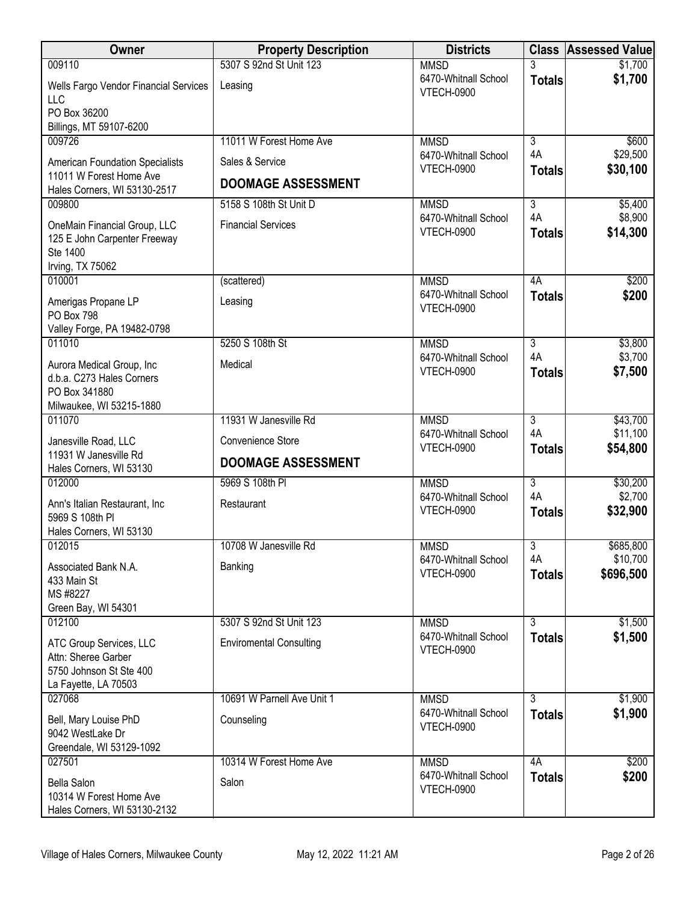| Owner | Property Description | Districts | Class | Assessed Value |
|---|---|---|---|---|
| 009110<br>Wells Fargo Vendor Financial Services LLC<br>PO Box 36200<br>Billings, MT 59107-6200 | 5307 S 92nd St Unit 123<br>Leasing | MMSD<br>6470-Whitnall School<br>VTECH-0900 | 3<br>**Totals** | $1,700<br>**$1,700** |
| 009726<br>American Foundation Specialists<br>11011 W Forest Home Ave<br>Hales Corners, WI 53130-2517 | 11011 W Forest Home Ave<br>Sales & Service<br>**DOOMAGE ASSESSMENT** | MMSD<br>6470-Whitnall School<br>VTECH-0900 | 3<br>4A<br>**Totals** | $600<br>$29,500<br>**$30,100** |
| 009800<br>OneMain Financial Group, LLC<br>125 E John Carpenter Freeway<br>Ste 1400<br>Irving, TX 75062 | 5158 S 108th St Unit D<br>Financial Services | MMSD<br>6470-Whitnall School<br>VTECH-0900 | 3<br>4A<br>**Totals** | $5,400<br>$8,900<br>**$14,300** |
| 010001<br>Amerigas Propane LP<br>PO Box 798<br>Valley Forge, PA 19482-0798 | (scattered)<br>Leasing | MMSD<br>6470-Whitnall School<br>VTECH-0900 | 4A<br>**Totals** | $200<br>**$200** |
| 011010<br>Aurora Medical Group, Inc<br>d.b.a. C273 Hales Corners<br>PO Box 341880<br>Milwaukee, WI 53215-1880 | 5250 S 108th St<br>Medical | MMSD<br>6470-Whitnall School<br>VTECH-0900 | 3<br>4A<br>**Totals** | $3,800<br>$3,700<br>**$7,500** |
| 011070<br>Janesville Road, LLC<br>11931 W Janesville Rd<br>Hales Corners, WI 53130 | 11931 W Janesville Rd<br>Convenience Store<br>**DOOMAGE ASSESSMENT** | MMSD<br>6470-Whitnall School<br>VTECH-0900 | 3<br>4A<br>**Totals** | $43,700<br>$11,100<br>**$54,800** |
| 012000<br>Ann's Italian Restaurant, Inc<br>5969 S 108th Pl<br>Hales Corners, WI 53130 | 5969 S 108th Pl<br>Restaurant | MMSD<br>6470-Whitnall School<br>VTECH-0900 | 3<br>4A<br>**Totals** | $30,200<br>$2,700<br>**$32,900** |
| 012015<br>Associated Bank N.A.<br>433 Main St<br>MS #8227<br>Green Bay, WI 54301 | 10708 W Janesville Rd<br>Banking | MMSD<br>6470-Whitnall School<br>VTECH-0900 | 3<br>4A<br>**Totals** | $685,800<br>$10,700<br>**$696,500** |
| 012100<br>ATC Group Services, LLC<br>Attn: Sheree Garber<br>5750 Johnson St Ste 400<br>La Fayette, LA 70503 | 5307 S 92nd St Unit 123<br>Enviromental Consulting | MMSD<br>6470-Whitnall School<br>VTECH-0900 | 3<br>**Totals** | $1,500<br>**$1,500** |
| 027068<br>Bell, Mary Louise PhD<br>9042 WestLake Dr<br>Greendale, WI 53129-1092 | 10691 W Parnell Ave Unit 1<br>Counseling | MMSD<br>6470-Whitnall School<br>VTECH-0900 | 3<br>**Totals** | $1,900<br>**$1,900** |
| 027501<br>Bella Salon<br>10314 W Forest Home Ave<br>Hales Corners, WI 53130-2132 | 10314 W Forest Home Ave<br>Salon | MMSD<br>6470-Whitnall School<br>VTECH-0900 | 4A<br>**Totals** | $200<br>**$200** |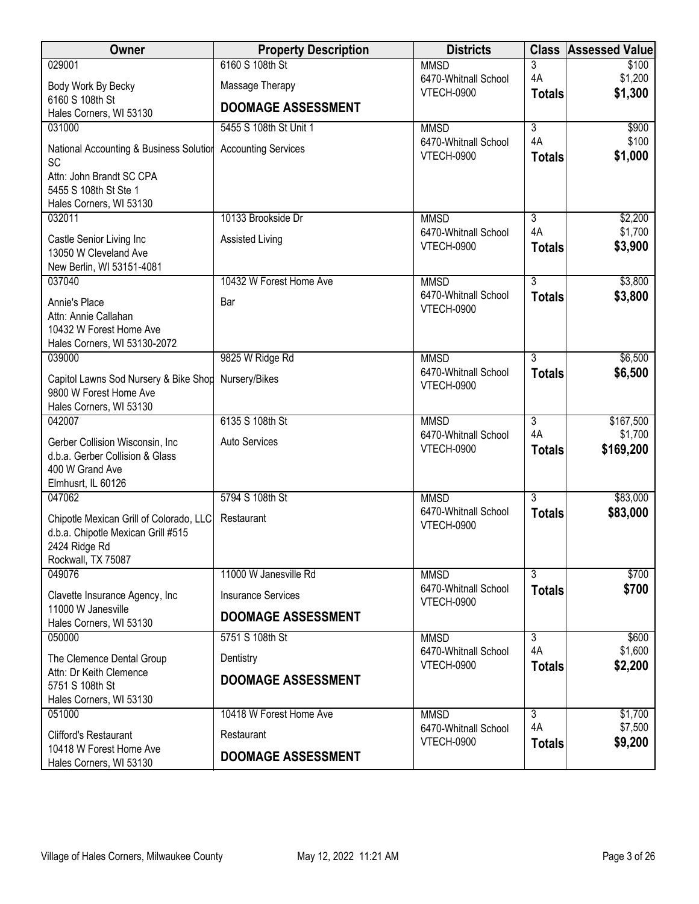| Owner | Property Description | Districts | Class | Assessed Value |
|---|---|---|---|---|
| 029001<br>Body Work By Becky<br>6160 S 108th St<br>Hales Corners, WI 53130 | 6160 S 108th St<br>Massage Therapy<br>**DOOMAGE ASSESSMENT** | MMSD<br>6470-Whitnall School<br>VTECH-0900 | 3<br>4A<br>**Totals** | $100<br>$1,200<br>**$1,300** |
| 031000<br>National Accounting & Business Solution SC<br>Attn: John Brandt SC CPA<br>5455 S 108th St Ste 1<br>Hales Corners, WI 53130 | 5455 S 108th St Unit 1<br>Accounting Services | MMSD<br>6470-Whitnall School<br>VTECH-0900 | 3<br>4A<br>**Totals** | $900<br>$100<br>**$1,000** |
| 032011<br>Castle Senior Living Inc<br>13050 W Cleveland Ave<br>New Berlin, WI 53151-4081 | 10133 Brookside Dr<br>Assisted Living | MMSD<br>6470-Whitnall School<br>VTECH-0900 | 3<br>4A<br>**Totals** | $2,200<br>$1,700<br>**$3,900** |
| 037040<br>Annie's Place<br>Attn: Annie Callahan<br>10432 W Forest Home Ave<br>Hales Corners, WI 53130-2072 | 10432 W Forest Home Ave<br>Bar | MMSD<br>6470-Whitnall School<br>VTECH-0900 | 3<br>**Totals** | $3,800<br>**$3,800** |
| 039000<br>Capitol Lawns Sod Nursery & Bike Shop<br>9800 W Forest Home Ave<br>Hales Corners, WI 53130 | 9825 W Ridge Rd<br>Nursery/Bikes | MMSD<br>6470-Whitnall School<br>VTECH-0900 | 3<br>**Totals** | $6,500<br>**$6,500** |
| 042007<br>Gerber Collision Wisconsin, Inc<br>d.b.a. Gerber Collision & Glass<br>400 W Grand Ave<br>Elmhusrt, IL 60126 | 6135 S 108th St<br>Auto Services | MMSD<br>6470-Whitnall School<br>VTECH-0900 | 3<br>4A<br>**Totals** | $167,500<br>$1,700<br>**$169,200** |
| 047062<br>Chipotle Mexican Grill of Colorado, LLC<br>d.b.a. Chipotle Mexican Grill #515<br>2424 Ridge Rd<br>Rockwall, TX 75087 | 5794 S 108th St<br>Restaurant | MMSD<br>6470-Whitnall School<br>VTECH-0900 | 3<br>**Totals** | $83,000<br>**$83,000** |
| 049076<br>Clavette Insurance Agency, Inc<br>11000 W Janesville<br>Hales Corners, WI 53130 | 11000 W Janesville Rd<br>Insurance Services<br>**DOOMAGE ASSESSMENT** | MMSD<br>6470-Whitnall School<br>VTECH-0900 | 3<br>**Totals** | $700<br>**$700** |
| 050000<br>The Clemence Dental Group<br>Attn: Dr Keith Clemence<br>5751 S 108th St<br>Hales Corners, WI 53130 | 5751 S 108th St<br>Dentistry<br>**DOOMAGE ASSESSMENT** | MMSD<br>6470-Whitnall School<br>VTECH-0900 | 3<br>4A<br>**Totals** | $600<br>$1,600<br>**$2,200** |
| 051000<br>Clifford's Restaurant<br>10418 W Forest Home Ave<br>Hales Corners, WI 53130 | 10418 W Forest Home Ave<br>Restaurant<br>**DOOMAGE ASSESSMENT** | MMSD<br>6470-Whitnall School<br>VTECH-0900 | 3<br>4A<br>**Totals** | $1,700<br>$7,500<br>**$9,200** |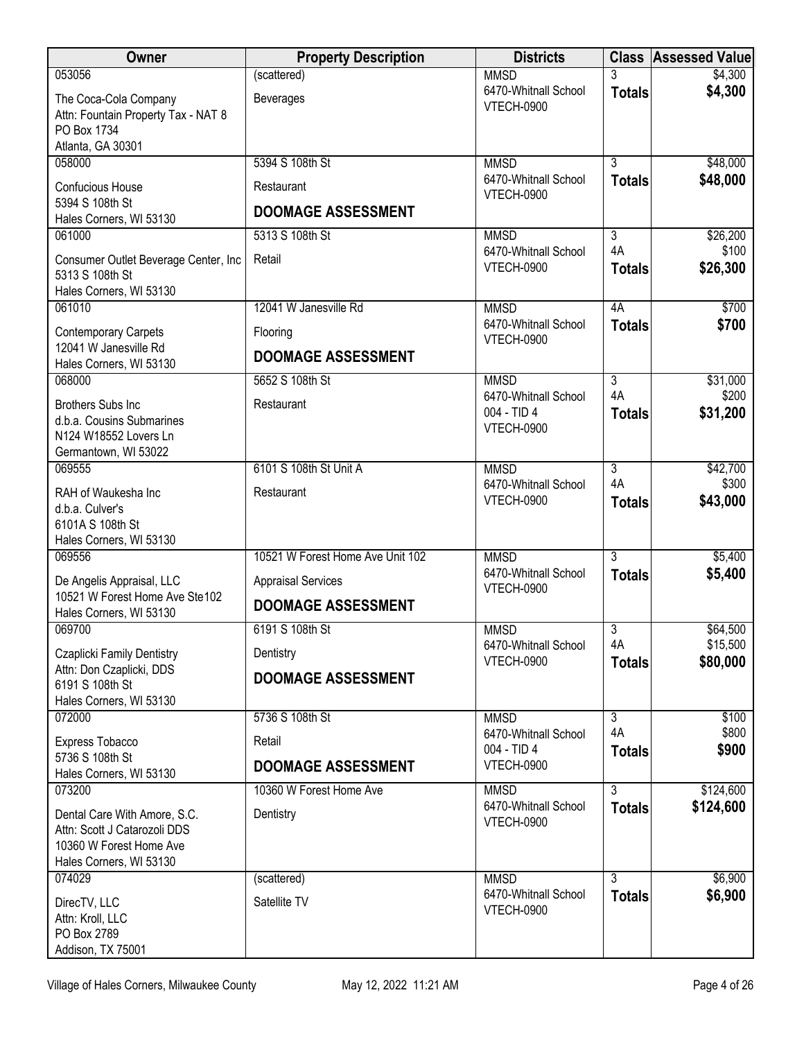| Owner | Property Description | Districts | Class | Assessed Value |
|---|---|---|---|---|
| 053056<br>The Coca-Cola Company<br>Attn: Fountain Property Tax - NAT 8<br>PO Box 1734<br>Atlanta, GA 30301 | (scattered)<br>Beverages | MMSD<br>6470-Whitnall School<br>VTECH-0900 | 3<br>**Totals** | $4,300<br>**$4,300** |
| 058000<br>Confucious House<br>5394 S 108th St<br>Hales Corners, WI 53130 | 5394 S 108th St<br>Restaurant<br>**DOOMAGE ASSESSMENT** | MMSD<br>6470-Whitnall School<br>VTECH-0900 | 3<br>**Totals** | $48,000<br>**$48,000** |
| 061000<br>Consumer Outlet Beverage Center, Inc<br>5313 S 108th St<br>Hales Corners, WI 53130 | 5313 S 108th St<br>Retail | MMSD<br>6470-Whitnall School<br>VTECH-0900 | 3<br>4A<br>**Totals** | $26,200<br>$100<br>**$26,300** |
| 061010<br>Contemporary Carpets<br>12041 W Janesville Rd<br>Hales Corners, WI 53130 | 12041 W Janesville Rd<br>Flooring<br>**DOOMAGE ASSESSMENT** | MMSD<br>6470-Whitnall School<br>VTECH-0900 | 4A<br>**Totals** | $700<br>**$700** |
| 068000<br>Brothers Subs Inc<br>d.b.a. Cousins Submarines<br>N124 W18552 Lovers Ln<br>Germantown, WI 53022 | 5652 S 108th St<br>Restaurant | MMSD<br>6470-Whitnall School<br>004 - TID 4<br>VTECH-0900 | 3<br>4A<br>**Totals** | $31,000<br>$200<br>**$31,200** |
| 069555<br>RAH of Waukesha Inc<br>d.b.a. Culver's<br>6101A S 108th St<br>Hales Corners, WI 53130 | 6101 S 108th St Unit A<br>Restaurant | MMSD<br>6470-Whitnall School<br>VTECH-0900 | 3<br>4A<br>**Totals** | $42,700<br>$300<br>**$43,000** |
| 069556<br>De Angelis Appraisal, LLC<br>10521 W Forest Home Ave Ste102<br>Hales Corners, WI 53130 | 10521 W Forest Home Ave Unit 102<br>Appraisal Services<br>**DOOMAGE ASSESSMENT** | MMSD<br>6470-Whitnall School<br>VTECH-0900 | 3<br>**Totals** | $5,400<br>**$5,400** |
| 069700<br>Czaplicki Family Dentistry<br>Attn: Don Czaplicki, DDS<br>6191 S 108th St<br>Hales Corners, WI 53130 | 6191 S 108th St<br>Dentistry<br>**DOOMAGE ASSESSMENT** | MMSD<br>6470-Whitnall School<br>VTECH-0900 | 3<br>4A<br>**Totals** | $64,500<br>$15,500<br>**$80,000** |
| 072000<br>Express Tobacco<br>5736 S 108th St<br>Hales Corners, WI 53130 | 5736 S 108th St<br>Retail<br>**DOOMAGE ASSESSMENT** | MMSD<br>6470-Whitnall School<br>004 - TID 4<br>VTECH-0900 | 3<br>4A<br>**Totals** | $100<br>$800<br>**$900** |
| 073200<br>Dental Care With Amore, S.C.<br>Attn: Scott J Catarozoli DDS<br>10360 W Forest Home Ave<br>Hales Corners, WI 53130 | 10360 W Forest Home Ave<br>Dentistry | MMSD<br>6470-Whitnall School<br>VTECH-0900 | 3<br>**Totals** | $124,600<br>**$124,600** |
| 074029<br>DirecTV, LLC<br>Attn: Kroll, LLC<br>PO Box 2789<br>Addison, TX 75001 | (scattered)<br>Satellite TV | MMSD<br>6470-Whitnall School<br>VTECH-0900 | 3<br>**Totals** | $6,900<br>**$6,900** |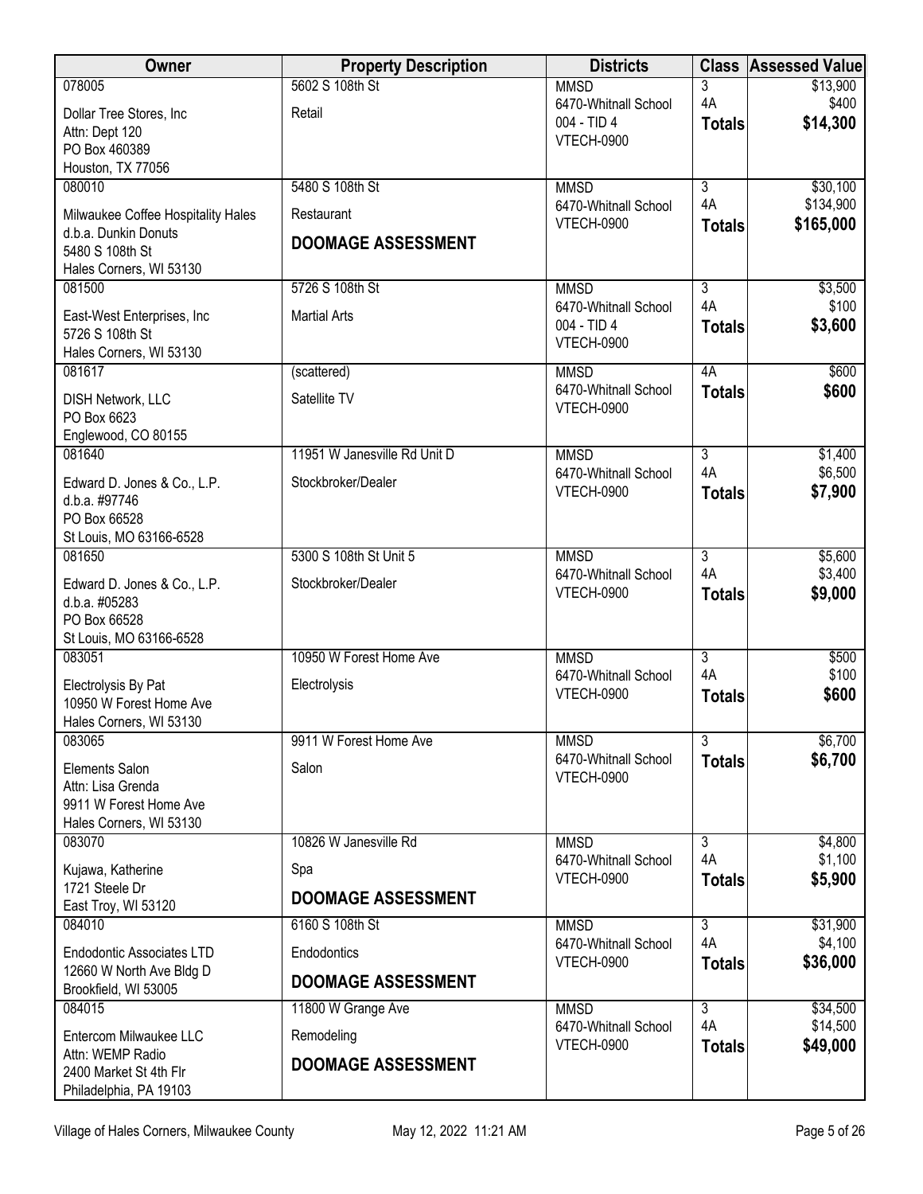| Owner | Property Description | Districts | Class | Assessed Value |
|---|---|---|---|---|
| 078005<br>Dollar Tree Stores, Inc<br>Attn: Dept 120<br>PO Box 460389<br>Houston, TX 77056 | 5602 S 108th St<br>Retail | MMSD<br>6470-Whitnall School<br>004 - TID 4<br>VTECH-0900 | 3<br>4A<br>**Totals** | $13,900<br>$400<br>**$14,300** |
| 080010<br>Milwaukee Coffee Hospitality Hales<br>d.b.a. Dunkin Donuts<br>5480 S 108th St<br>Hales Corners, WI 53130 | 5480 S 108th St<br>Restaurant<br>**DOOMAGE ASSESSMENT** | MMSD<br>6470-Whitnall School<br>VTECH-0900 | 3<br>4A<br>**Totals** | $30,100<br>$134,900<br>**$165,000** |
| 081500<br>East-West Enterprises, Inc<br>5726 S 108th St<br>Hales Corners, WI 53130 | 5726 S 108th St<br>Martial Arts | MMSD<br>6470-Whitnall School<br>004 - TID 4<br>VTECH-0900 | 3<br>4A<br>**Totals** | $3,500<br>$100<br>**$3,600** |
| 081617<br>DISH Network, LLC<br>PO Box 6623<br>Englewood, CO 80155 | (scattered)<br>Satellite TV | MMSD<br>6470-Whitnall School<br>VTECH-0900 | 4A<br>**Totals** | $600<br>**$600** |
| 081640<br>Edward D. Jones & Co., L.P.<br>d.b.a. #97746<br>PO Box 66528<br>St Louis, MO 63166-6528 | 11951 W Janesville Rd Unit D<br>Stockbroker/Dealer | MMSD<br>6470-Whitnall School<br>VTECH-0900 | 3<br>4A<br>**Totals** | $1,400<br>$6,500<br>**$7,900** |
| 081650<br>Edward D. Jones & Co., L.P.<br>d.b.a. #05283<br>PO Box 66528<br>St Louis, MO 63166-6528 | 5300 S 108th St Unit 5<br>Stockbroker/Dealer | MMSD<br>6470-Whitnall School<br>VTECH-0900 | 3<br>4A<br>**Totals** | $5,600<br>$3,400<br>**$9,000** |
| 083051<br>Electrolysis By Pat<br>10950 W Forest Home Ave<br>Hales Corners, WI 53130 | 10950 W Forest Home Ave<br>Electrolysis | MMSD<br>6470-Whitnall School<br>VTECH-0900 | 3<br>4A<br>**Totals** | $500<br>$100<br>**$600** |
| 083065<br>Elements Salon<br>Attn: Lisa Grenda<br>9911 W Forest Home Ave<br>Hales Corners, WI 53130 | 9911 W Forest Home Ave<br>Salon | MMSD<br>6470-Whitnall School<br>VTECH-0900 | 3<br>**Totals** | $6,700<br>**$6,700** |
| 083070<br>Kujawa, Katherine<br>1721 Steele Dr<br>East Troy, WI 53120 | 10826 W Janesville Rd<br>Spa<br>**DOOMAGE ASSESSMENT** | MMSD<br>6470-Whitnall School<br>VTECH-0900 | 3<br>4A<br>**Totals** | $4,800<br>$1,100<br>**$5,900** |
| 084010<br>Endodontic Associates LTD<br>12660 W North Ave Bldg D<br>Brookfield, WI 53005 | 6160 S 108th St<br>Endodontics<br>**DOOMAGE ASSESSMENT** | MMSD<br>6470-Whitnall School<br>VTECH-0900 | 3<br>4A<br>**Totals** | $31,900<br>$4,100<br>**$36,000** |
| 084015<br>Entercom Milwaukee LLC<br>Attn: WEMP Radio<br>2400 Market St 4th Flr<br>Philadelphia, PA 19103 | 11800 W Grange Ave<br>Remodeling<br>**DOOMAGE ASSESSMENT** | MMSD<br>6470-Whitnall School<br>VTECH-0900 | 3<br>4A<br>**Totals** | $34,500<br>$14,500<br>**$49,000** |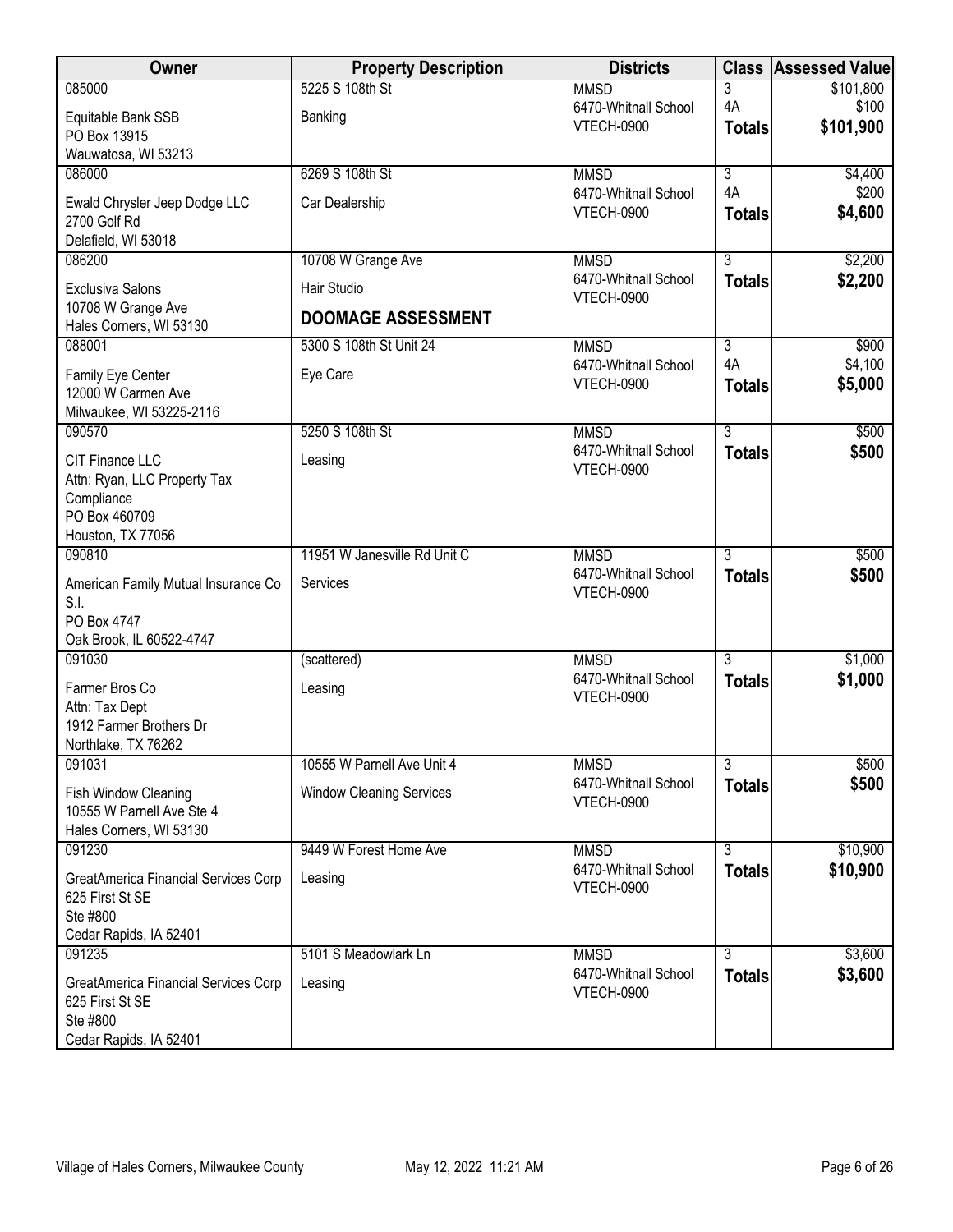| Owner | Property Description | Districts | Class | Assessed Value |
|---|---|---|---|---|
| 085000<br>Equitable Bank SSB<br>PO Box 13915<br>Wauwatosa, WI 53213 | 5225 S 108th St<br>Banking | MMSD<br>6470-Whitnall School<br>VTECH-0900 | 3<br>4A<br>**Totals** | $101,800<br>$100<br>**$101,900** |
| 086000<br>Ewald Chrysler Jeep Dodge LLC<br>2700 Golf Rd<br>Delafield, WI 53018 | 6269 S 108th St<br>Car Dealership | MMSD<br>6470-Whitnall School<br>VTECH-0900 | 3<br>4A<br>**Totals** | $4,400<br>$200<br>**$4,600** |
| 086200<br>Exclusiva Salons<br>10708 W Grange Ave<br>Hales Corners, WI 53130 | 10708 W Grange Ave<br>Hair Studio<br>**DOOMAGE ASSESSMENT** | MMSD<br>6470-Whitnall School<br>VTECH-0900 | 3<br>**Totals** | $2,200<br>**$2,200** |
| 088001<br>Family Eye Center<br>12000 W Carmen Ave<br>Milwaukee, WI 53225-2116 | 5300 S 108th St Unit 24<br>Eye Care | MMSD<br>6470-Whitnall School<br>VTECH-0900 | 3<br>4A<br>**Totals** | $900<br>$4,100<br>**$5,000** |
| 090570<br>CIT Finance LLC<br>Attn: Ryan, LLC Property Tax Compliance<br>PO Box 460709<br>Houston, TX 77056 | 5250 S 108th St<br>Leasing | MMSD<br>6470-Whitnall School<br>VTECH-0900 | 3<br>**Totals** | $500<br>**$500** |
| 090810<br>American Family Mutual Insurance Co S.I.<br>PO Box 4747<br>Oak Brook, IL 60522-4747 | 11951 W Janesville Rd Unit C<br>Services | MMSD<br>6470-Whitnall School<br>VTECH-0900 | 3<br>**Totals** | $500<br>**$500** |
| 091030<br>Farmer Bros Co<br>Attn: Tax Dept<br>1912 Farmer Brothers Dr<br>Northlake, TX 76262 | (scattered)<br>Leasing | MMSD<br>6470-Whitnall School<br>VTECH-0900 | 3<br>**Totals** | $1,000<br>**$1,000** |
| 091031<br>Fish Window Cleaning<br>10555 W Parnell Ave Ste 4<br>Hales Corners, WI 53130 | 10555 W Parnell Ave Unit 4<br>Window Cleaning Services | MMSD<br>6470-Whitnall School<br>VTECH-0900 | 3<br>**Totals** | $500<br>**$500** |
| 091230<br>GreatAmerica Financial Services Corp<br>625 First St SE<br>Ste #800<br>Cedar Rapids, IA 52401 | 9449 W Forest Home Ave<br>Leasing | MMSD<br>6470-Whitnall School<br>VTECH-0900 | 3<br>**Totals** | $10,900<br>**$10,900** |
| 091235<br>GreatAmerica Financial Services Corp<br>625 First St SE<br>Ste #800<br>Cedar Rapids, IA 52401 | 5101 S Meadowlark Ln<br>Leasing | MMSD<br>6470-Whitnall School<br>VTECH-0900 | 3<br>**Totals** | $3,600<br>**$3,600** |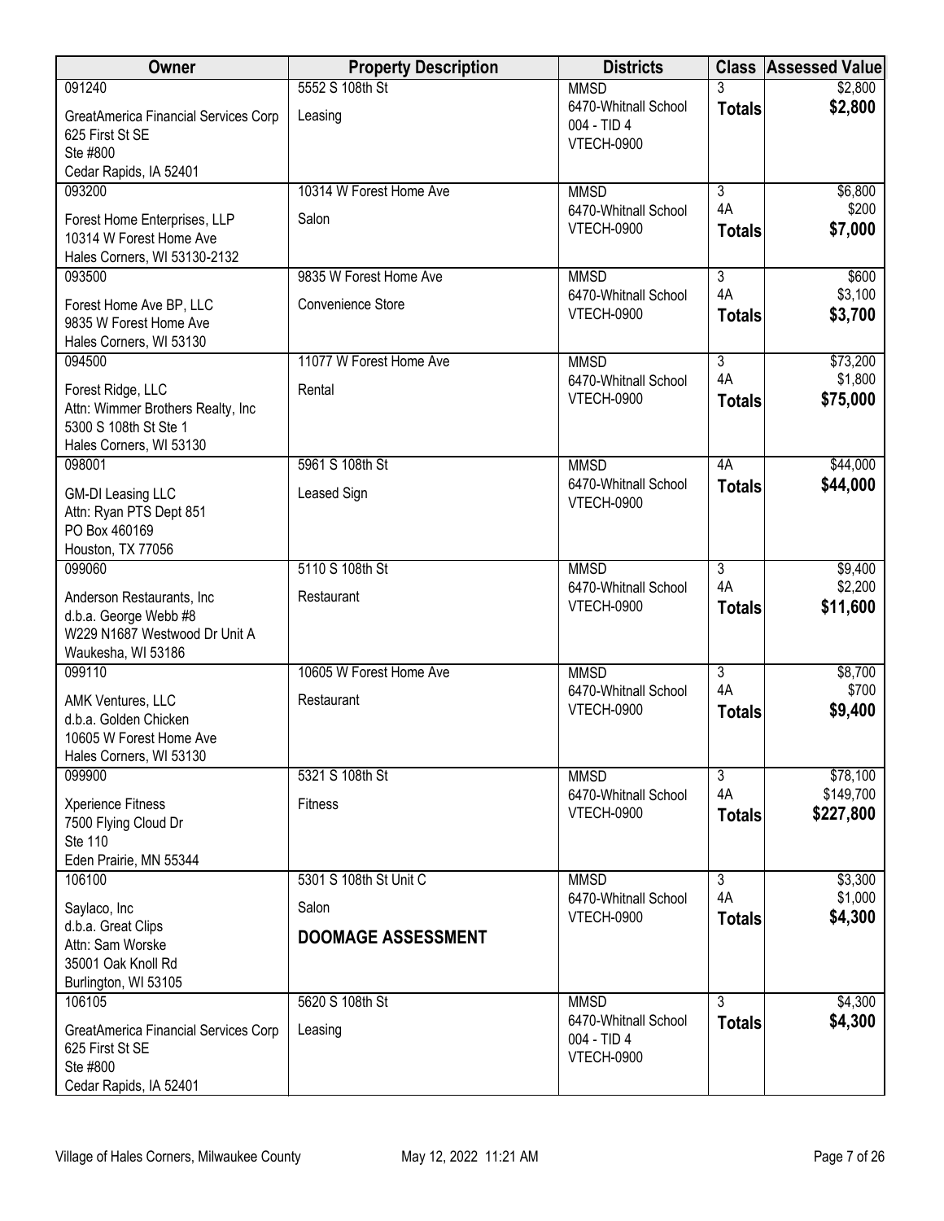| Owner | Property Description | Districts | Class | Assessed Value |
|---|---|---|---|---|
| 091240<br>GreatAmerica Financial Services Corp<br>625 First St SE<br>Ste #800<br>Cedar Rapids, IA 52401 | 5552 S 108th St<br>Leasing | MMSD<br>6470-Whitnall School<br>004 - TID 4<br>VTECH-0900 | 3<br>**Totals** | $2,800<br>**$2,800** |
| 093200<br>Forest Home Enterprises, LLP<br>10314 W Forest Home Ave<br>Hales Corners, WI 53130-2132 | 10314 W Forest Home Ave<br>Salon | MMSD<br>6470-Whitnall School<br>VTECH-0900 | 3<br>4A<br>**Totals** | $6,800<br>$200<br>**$7,000** |
| 093500<br>Forest Home Ave BP, LLC<br>9835 W Forest Home Ave<br>Hales Corners, WI 53130 | 9835 W Forest Home Ave<br>Convenience Store | MMSD<br>6470-Whitnall School<br>VTECH-0900 | 3<br>4A<br>**Totals** | $600<br>$3,100<br>**$3,700** |
| 094500<br>Forest Ridge, LLC<br>Attn: Wimmer Brothers Realty, Inc<br>5300 S 108th St Ste 1<br>Hales Corners, WI 53130 | 11077 W Forest Home Ave<br>Rental | MMSD<br>6470-Whitnall School<br>VTECH-0900 | 3<br>4A<br>**Totals** | $73,200<br>$1,800<br>**$75,000** |
| 098001<br>GM-DI Leasing LLC<br>Attn: Ryan PTS Dept 851<br>PO Box 460169<br>Houston, TX 77056 | 5961 S 108th St<br>Leased Sign | MMSD<br>6470-Whitnall School<br>VTECH-0900 | 4A<br>**Totals** | $44,000<br>**$44,000** |
| 099060<br>Anderson Restaurants, Inc<br>d.b.a. George Webb #8<br>W229 N1687 Westwood Dr Unit A<br>Waukesha, WI 53186 | 5110 S 108th St<br>Restaurant | MMSD<br>6470-Whitnall School<br>VTECH-0900 | 3<br>4A<br>**Totals** | $9,400<br>$2,200<br>**$11,600** |
| 099110<br>AMK Ventures, LLC<br>d.b.a. Golden Chicken<br>10605 W Forest Home Ave<br>Hales Corners, WI 53130 | 10605 W Forest Home Ave<br>Restaurant | MMSD<br>6470-Whitnall School<br>VTECH-0900 | 3<br>4A<br>**Totals** | $8,700<br>$700<br>**$9,400** |
| 099900<br>Xperience Fitness<br>7500 Flying Cloud Dr<br>Ste 110<br>Eden Prairie, MN 55344 | 5321 S 108th St<br>Fitness | MMSD<br>6470-Whitnall School<br>VTECH-0900 | 3<br>4A<br>**Totals** | $78,100<br>$149,700<br>**$227,800** |
| 106100<br>Saylaco, Inc<br>d.b.a. Great Clips<br>Attn: Sam Worske<br>35001 Oak Knoll Rd<br>Burlington, WI 53105 | 5301 S 108th St Unit C<br>Salon<br>**DOOMAGE ASSESSMENT** | MMSD<br>6470-Whitnall School<br>VTECH-0900 | 3<br>4A<br>**Totals** | $3,300<br>$1,000<br>**$4,300** |
| 106105<br>GreatAmerica Financial Services Corp<br>625 First St SE<br>Ste #800<br>Cedar Rapids, IA 52401 | 5620 S 108th St<br>Leasing | MMSD<br>6470-Whitnall School<br>004 - TID 4<br>VTECH-0900 | 3<br>**Totals** | $4,300<br>**$4,300** |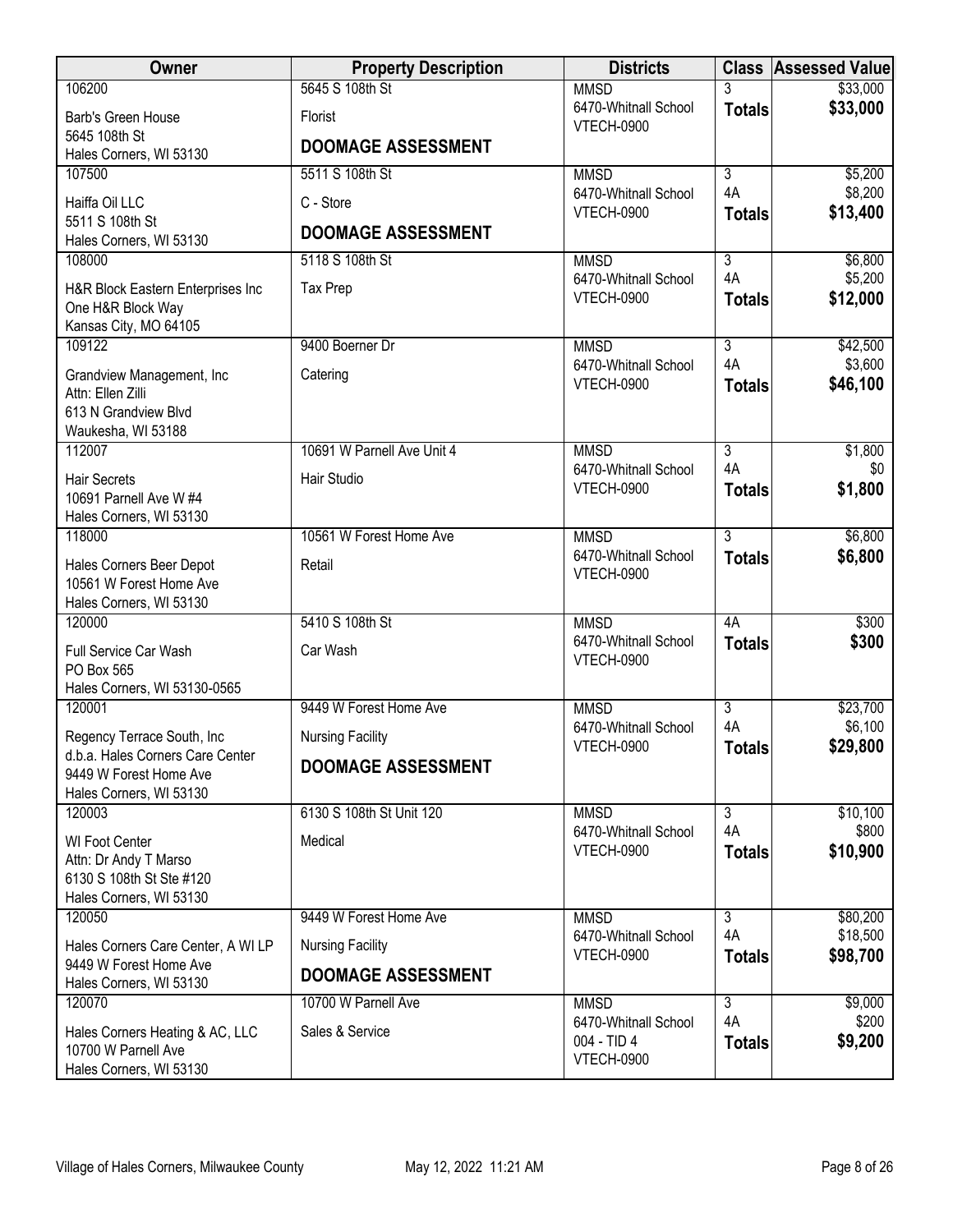| Owner | Property Description | Districts | Class | Assessed Value |
|---|---|---|---|---|
| 106200<br>Barb's Green House<br>5645 108th St<br>Hales Corners, WI 53130 | 5645 S 108th St<br>Florist<br>**DOOMAGE ASSESSMENT** | MMSD<br>6470-Whitnall School<br>VTECH-0900 | 3<br>**Totals** | $33,000<br>**$33,000** |
| 107500<br>Haiffa Oil LLC<br>5511 S 108th St<br>Hales Corners, WI 53130 | 5511 S 108th St<br>C - Store<br>**DOOMAGE ASSESSMENT** | MMSD<br>6470-Whitnall School<br>VTECH-0900 | 3<br>4A<br>**Totals** | $5,200<br>$8,200<br>**$13,400** |
| 108000<br>H&R Block Eastern Enterprises Inc<br>One H&R Block Way<br>Kansas City, MO 64105 | 5118 S 108th St<br>Tax Prep | MMSD<br>6470-Whitnall School<br>VTECH-0900 | 3<br>4A<br>**Totals** | $6,800<br>$5,200<br>**$12,000** |
| 109122<br>Grandview Management, Inc<br>Attn: Ellen Zilli<br>613 N Grandview Blvd<br>Waukesha, WI 53188 | 9400 Boerner Dr<br>Catering | MMSD<br>6470-Whitnall School<br>VTECH-0900 | 3<br>4A<br>**Totals** | $42,500<br>$3,600<br>**$46,100** |
| 112007<br>Hair Secrets<br>10691 Parnell Ave W #4<br>Hales Corners, WI 53130 | 10691 W Parnell Ave Unit 4<br>Hair Studio | MMSD<br>6470-Whitnall School<br>VTECH-0900 | 3<br>4A<br>**Totals** | $1,800<br>$0<br>**$1,800** |
| 118000<br>Hales Corners Beer Depot<br>10561 W Forest Home Ave<br>Hales Corners, WI 53130 | 10561 W Forest Home Ave<br>Retail | MMSD<br>6470-Whitnall School<br>VTECH-0900 | 3<br>**Totals** | $6,800<br>**$6,800** |
| 120000<br>Full Service Car Wash<br>PO Box 565<br>Hales Corners, WI 53130-0565 | 5410 S 108th St<br>Car Wash | MMSD<br>6470-Whitnall School<br>VTECH-0900 | 4A<br>**Totals** | $300<br>**$300** |
| 120001<br>Regency Terrace South, Inc<br>d.b.a. Hales Corners Care Center<br>9449 W Forest Home Ave<br>Hales Corners, WI 53130 | 9449 W Forest Home Ave<br>Nursing Facility<br>**DOOMAGE ASSESSMENT** | MMSD<br>6470-Whitnall School<br>VTECH-0900 | 3<br>4A<br>**Totals** | $23,700<br>$6,100<br>**$29,800** |
| 120003<br>WI Foot Center<br>Attn: Dr Andy T Marso<br>6130 S 108th St Ste #120<br>Hales Corners, WI 53130 | 6130 S 108th St Unit 120<br>Medical | MMSD<br>6470-Whitnall School<br>VTECH-0900 | 3<br>4A<br>**Totals** | $10,100<br>$800<br>**$10,900** |
| 120050<br>Hales Corners Care Center, A WI LP<br>9449 W Forest Home Ave<br>Hales Corners, WI 53130 | 9449 W Forest Home Ave<br>Nursing Facility<br>**DOOMAGE ASSESSMENT** | MMSD<br>6470-Whitnall School<br>VTECH-0900 | 3<br>4A<br>**Totals** | $80,200<br>$18,500<br>**$98,700** |
| 120070<br>Hales Corners Heating & AC, LLC<br>10700 W Parnell Ave<br>Hales Corners, WI 53130 | 10700 W Parnell Ave<br>Sales & Service | MMSD<br>6470-Whitnall School<br>004 - TID 4<br>VTECH-0900 | 3<br>4A<br>**Totals** | $9,000<br>$200<br>**$9,200** |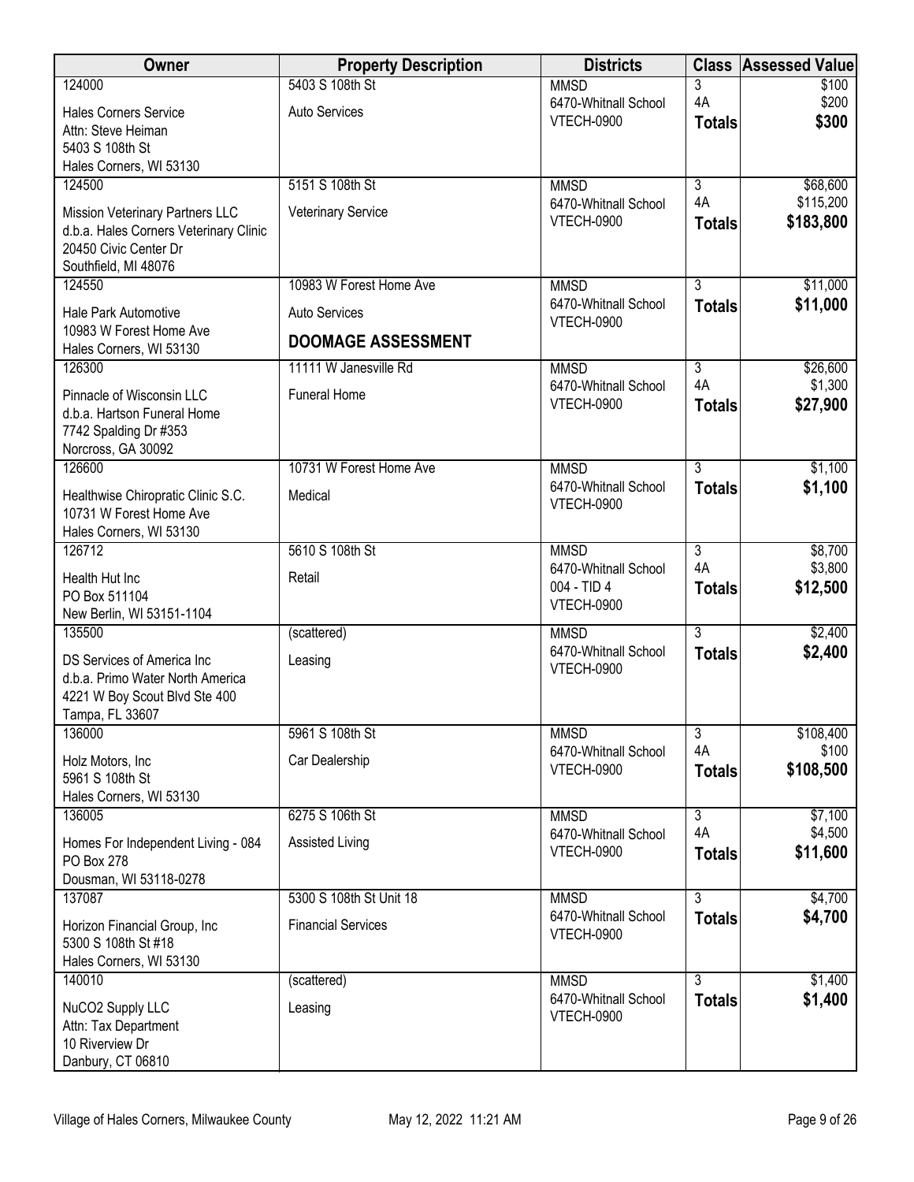| Owner | Property Description | Districts | Class | Assessed Value |
|---|---|---|---|---|
| 124000<br>Hales Corners Service<br>Attn: Steve Heiman<br>5403 S 108th St<br>Hales Corners, WI 53130 | 5403 S 108th St<br>Auto Services | MMSD<br>6470-Whitnall School<br>VTECH-0900 | 3<br>4A<br>**Totals** | $100<br>$200<br>**$300** |
| 124500<br>Mission Veterinary Partners LLC<br>d.b.a. Hales Corners Veterinary Clinic<br>20450 Civic Center Dr<br>Southfield, MI 48076 | 5151 S 108th St<br>Veterinary Service | MMSD<br>6470-Whitnall School<br>VTECH-0900 | 3<br>4A<br>**Totals** | $68,600<br>$115,200<br>**$183,800** |
| 124550<br>Hale Park Automotive<br>10983 W Forest Home Ave<br>Hales Corners, WI 53130 | 10983 W Forest Home Ave<br>Auto Services<br>**DOOMAGE ASSESSMENT** | MMSD<br>6470-Whitnall School<br>VTECH-0900 | 3<br>**Totals** | $11,000<br>**$11,000** |
| 126300<br>Pinnacle of Wisconsin LLC<br>d.b.a. Hartson Funeral Home<br>7742 Spalding Dr #353<br>Norcross, GA 30092 | 11111 W Janesville Rd<br>Funeral Home | MMSD<br>6470-Whitnall School<br>VTECH-0900 | 3<br>4A<br>**Totals** | $26,600<br>$1,300<br>**$27,900** |
| 126600<br>Healthwise Chiropratic Clinic S.C.<br>10731 W Forest Home Ave<br>Hales Corners, WI 53130 | 10731 W Forest Home Ave<br>Medical | MMSD<br>6470-Whitnall School<br>VTECH-0900 | 3<br>**Totals** | $1,100<br>**$1,100** |
| 126712<br>Health Hut Inc<br>PO Box 511104<br>New Berlin, WI 53151-1104 | 5610 S 108th St<br>Retail | MMSD<br>6470-Whitnall School<br>004 - TID 4<br>VTECH-0900 | 3<br>4A<br>**Totals** | $8,700<br>$3,800<br>**$12,500** |
| 135500<br>DS Services of America Inc<br>d.b.a. Primo Water North America<br>4221 W Boy Scout Blvd Ste 400<br>Tampa, FL 33607 | (scattered)<br>Leasing | MMSD<br>6470-Whitnall School<br>VTECH-0900 | 3<br>**Totals** | $2,400<br>**$2,400** |
| 136000<br>Holz Motors, Inc<br>5961 S 108th St<br>Hales Corners, WI 53130 | 5961 S 108th St<br>Car Dealership | MMSD<br>6470-Whitnall School<br>VTECH-0900 | 3<br>4A<br>**Totals** | $108,400<br>$100<br>**$108,500** |
| 136005<br>Homes For Independent Living - 084<br>PO Box 278<br>Dousman, WI 53118-0278 | 6275 S 106th St<br>Assisted Living | MMSD<br>6470-Whitnall School<br>VTECH-0900 | 3<br>4A<br>**Totals** | $7,100<br>$4,500<br>**$11,600** |
| 137087<br>Horizon Financial Group, Inc<br>5300 S 108th St #18<br>Hales Corners, WI 53130 | 5300 S 108th St Unit 18<br>Financial Services | MMSD<br>6470-Whitnall School<br>VTECH-0900 | 3<br>**Totals** | $4,700<br>**$4,700** |
| 140010<br>NuCO2 Supply LLC<br>Attn: Tax Department<br>10 Riverview Dr<br>Danbury, CT 06810 | (scattered)<br>Leasing | MMSD<br>6470-Whitnall School<br>VTECH-0900 | 3<br>**Totals** | $1,400<br>**$1,400** |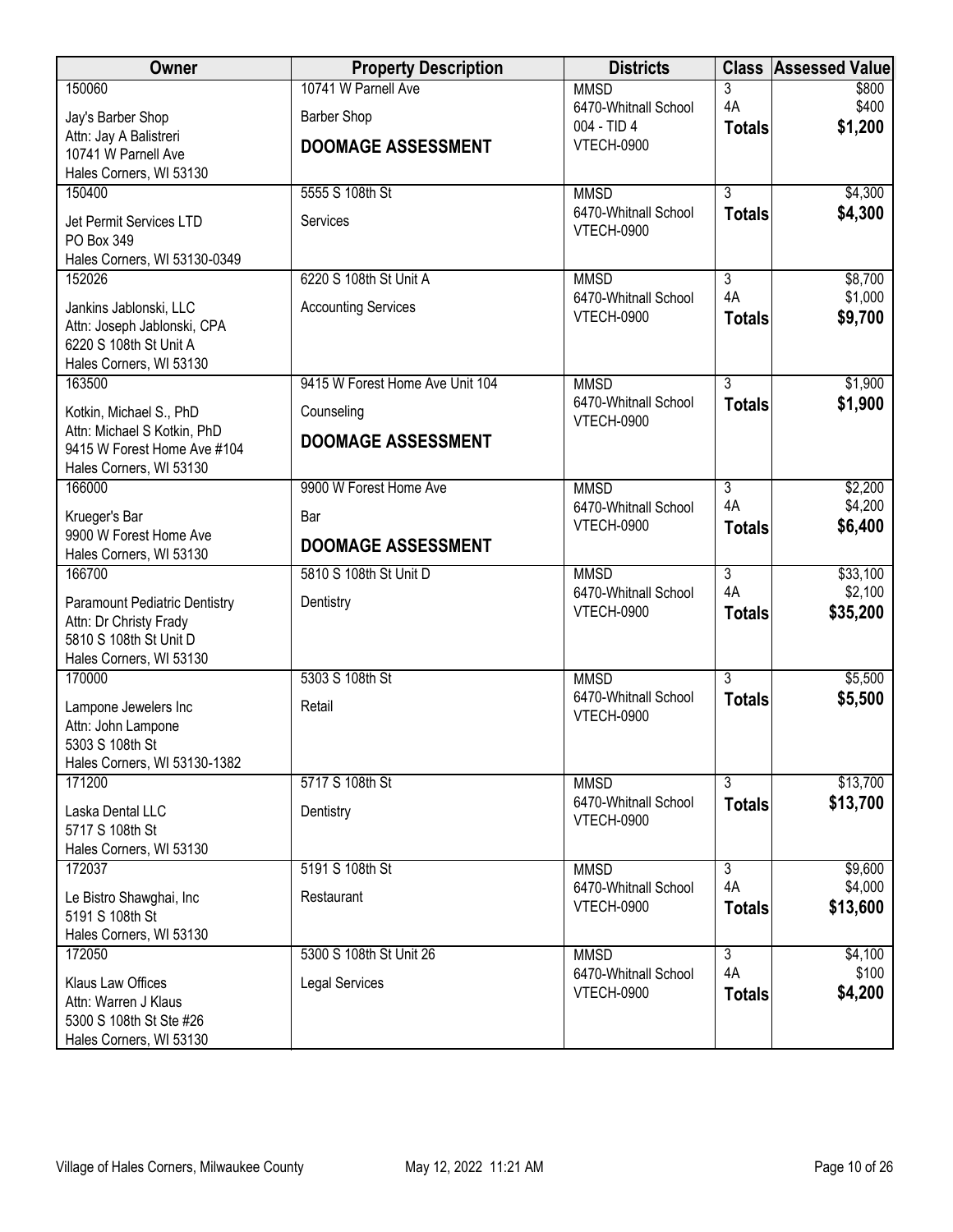| Owner | Property Description | Districts | Class | Assessed Value |
|---|---|---|---|---|
| 150060<br>Jay's Barber Shop<br>Attn: Jay A Balistreri<br>10741 W Parnell Ave<br>Hales Corners, WI 53130 | 10741 W Parnell Ave<br>Barber Shop<br>**DOOMAGE ASSESSMENT** | MMSD<br>6470-Whitnall School<br>004 - TID 4<br>VTECH-0900 | 3<br>4A<br>**Totals** | $800<br>$400<br>**$1,200** |
| 150400<br>Jet Permit Services LTD<br>PO Box 349<br>Hales Corners, WI 53130-0349 | 5555 S 108th St<br>Services | MMSD<br>6470-Whitnall School<br>VTECH-0900 | 3<br>**Totals** | $4,300<br>**$4,300** |
| 152026<br>Jankins Jablonski, LLC<br>Attn: Joseph Jablonski, CPA<br>6220 S 108th St Unit A<br>Hales Corners, WI 53130 | 6220 S 108th St Unit A<br>Accounting Services | MMSD<br>6470-Whitnall School<br>VTECH-0900 | 3<br>4A<br>**Totals** | $8,700<br>$1,000<br>**$9,700** |
| 163500<br>Kotkin, Michael S., PhD<br>Attn: Michael S Kotkin, PhD<br>9415 W Forest Home Ave #104<br>Hales Corners, WI 53130 | 9415 W Forest Home Ave Unit 104<br>Counseling<br>**DOOMAGE ASSESSMENT** | MMSD<br>6470-Whitnall School<br>VTECH-0900 | 3<br>**Totals** | $1,900<br>**$1,900** |
| 166000<br>Krueger's Bar<br>9900 W Forest Home Ave<br>Hales Corners, WI 53130 | 9900 W Forest Home Ave<br>Bar<br>**DOOMAGE ASSESSMENT** | MMSD<br>6470-Whitnall School<br>VTECH-0900 | 3<br>4A<br>**Totals** | $2,200<br>$4,200<br>**$6,400** |
| 166700<br>Paramount Pediatric Dentistry<br>Attn: Dr Christy Frady<br>5810 S 108th St Unit D<br>Hales Corners, WI 53130 | 5810 S 108th St Unit D<br>Dentistry | MMSD<br>6470-Whitnall School<br>VTECH-0900 | 3<br>4A<br>**Totals** | $33,100<br>$2,100<br>**$35,200** |
| 170000<br>Lampone Jewelers Inc<br>Attn: John Lampone<br>5303 S 108th St<br>Hales Corners, WI 53130-1382 | 5303 S 108th St<br>Retail | MMSD<br>6470-Whitnall School<br>VTECH-0900 | 3<br>**Totals** | $5,500<br>**$5,500** |
| 171200<br>Laska Dental LLC<br>5717 S 108th St<br>Hales Corners, WI 53130 | 5717 S 108th St<br>Dentistry | MMSD<br>6470-Whitnall School<br>VTECH-0900 | 3<br>**Totals** | $13,700<br>**$13,700** |
| 172037<br>Le Bistro Shawghai, Inc<br>5191 S 108th St<br>Hales Corners, WI 53130 | 5191 S 108th St<br>Restaurant | MMSD<br>6470-Whitnall School<br>VTECH-0900 | 3<br>4A<br>**Totals** | $9,600<br>$4,000<br>**$13,600** |
| 172050<br>Klaus Law Offices<br>Attn: Warren J Klaus<br>5300 S 108th St Ste #26<br>Hales Corners, WI 53130 | 5300 S 108th St Unit 26<br>Legal Services | MMSD<br>6470-Whitnall School<br>VTECH-0900 | 3<br>4A<br>**Totals** | $4,100<br>$100<br>**$4,200** |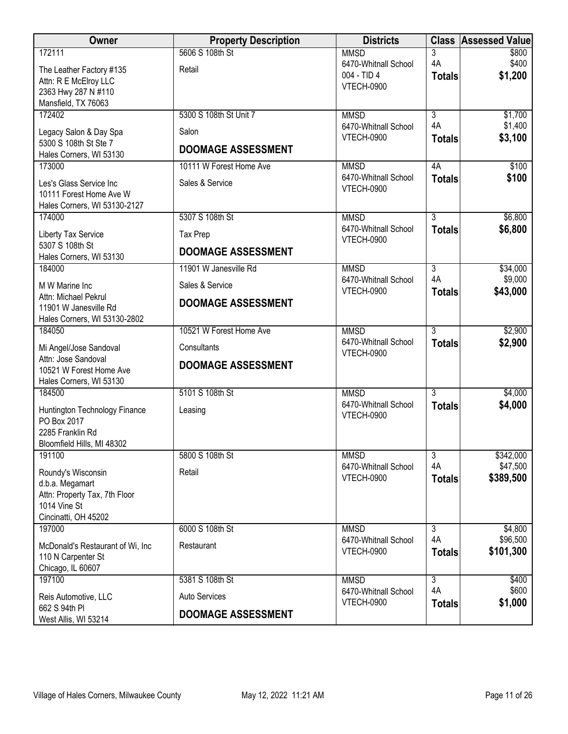| Owner | Property Description | Districts | Class | Assessed Value |
| --- | --- | --- | --- | --- |
| 172111<br>The Leather Factory #135<br>Attn: R E McElroy LLC<br>2363 Hwy 287 N #110<br>Mansfield, TX 76063 | 5606 S 108th St<br>Retail | MMSD<br>6470-Whitnall School<br>004 - TID 4<br>VTECH-0900 | 3<br>4A<br>**Totals** | $800<br>$400<br>**$1,200** |
| 172402<br>Legacy Salon & Day Spa<br>5300 S 108th St Ste 7<br>Hales Corners, WI 53130 | 5300 S 108th St Unit 7<br>Salon<br>**DOOMAGE ASSESSMENT** | MMSD<br>6470-Whitnall School<br>VTECH-0900 | 3<br>4A<br>**Totals** | $1,700<br>$1,400<br>**$3,100** |
| 173000<br>Les's Glass Service Inc<br>10111 Forest Home Ave W<br>Hales Corners, WI 53130-2127 | 10111 W Forest Home Ave<br>Sales & Service | MMSD<br>6470-Whitnall School<br>VTECH-0900 | 4A<br>**Totals** | $100<br>**$100** |
| 174000<br>Liberty Tax Service<br>5307 S 108th St<br>Hales Corners, WI 53130 | 5307 S 108th St<br>Tax Prep<br>**DOOMAGE ASSESSMENT** | MMSD<br>6470-Whitnall School<br>VTECH-0900 | 3<br>**Totals** | $6,800<br>**$6,800** |
| 184000<br>M W Marine Inc<br>Attn: Michael Pekrul<br>11901 W Janesville Rd<br>Hales Corners, WI 53130-2802 | 11901 W Janesville Rd<br>Sales & Service<br>**DOOMAGE ASSESSMENT** | MMSD<br>6470-Whitnall School<br>VTECH-0900 | 3<br>4A<br>**Totals** | $34,000<br>$9,000<br>**$43,000** |
| 184050<br>Mi Angel/Jose Sandoval<br>Attn: Jose Sandoval<br>10521 W Forest Home Ave<br>Hales Corners, WI 53130 | 10521 W Forest Home Ave<br>Consultants<br>**DOOMAGE ASSESSMENT** | MMSD<br>6470-Whitnall School<br>VTECH-0900 | 3<br>**Totals** | $2,900<br>**$2,900** |
| 184500<br>Huntington Technology Finance<br>PO Box 2017<br>2285 Franklin Rd<br>Bloomfield Hills, MI 48302 | 5101 S 108th St<br>Leasing | MMSD<br>6470-Whitnall School<br>VTECH-0900 | 3<br>**Totals** | $4,000<br>**$4,000** |
| 191100<br>Roundy's Wisconsin<br>d.b.a. Megamart<br>Attn: Property Tax, 7th Floor<br>1014 Vine St<br>Cincinatti, OH 45202 | 5800 S 108th St<br>Retail | MMSD<br>6470-Whitnall School<br>VTECH-0900 | 3<br>4A<br>**Totals** | $342,000<br>$47,500<br>**$389,500** |
| 197000<br>McDonald's Restaurant of Wi, Inc<br>110 N Carpenter St<br>Chicago, IL 60607 | 6000 S 108th St<br>Restaurant | MMSD<br>6470-Whitnall School<br>VTECH-0900 | 3<br>4A<br>**Totals** | $4,800<br>$96,500<br>**$101,300** |
| 197100<br>Reis Automotive, LLC<br>662 S 94th Pl<br>West Allis, WI 53214 | 5381 S 108th St<br>Auto Services<br>**DOOMAGE ASSESSMENT** | MMSD<br>6470-Whitnall School<br>VTECH-0900 | 3<br>4A<br>**Totals** | $400<br>$600<br>**$1,000** |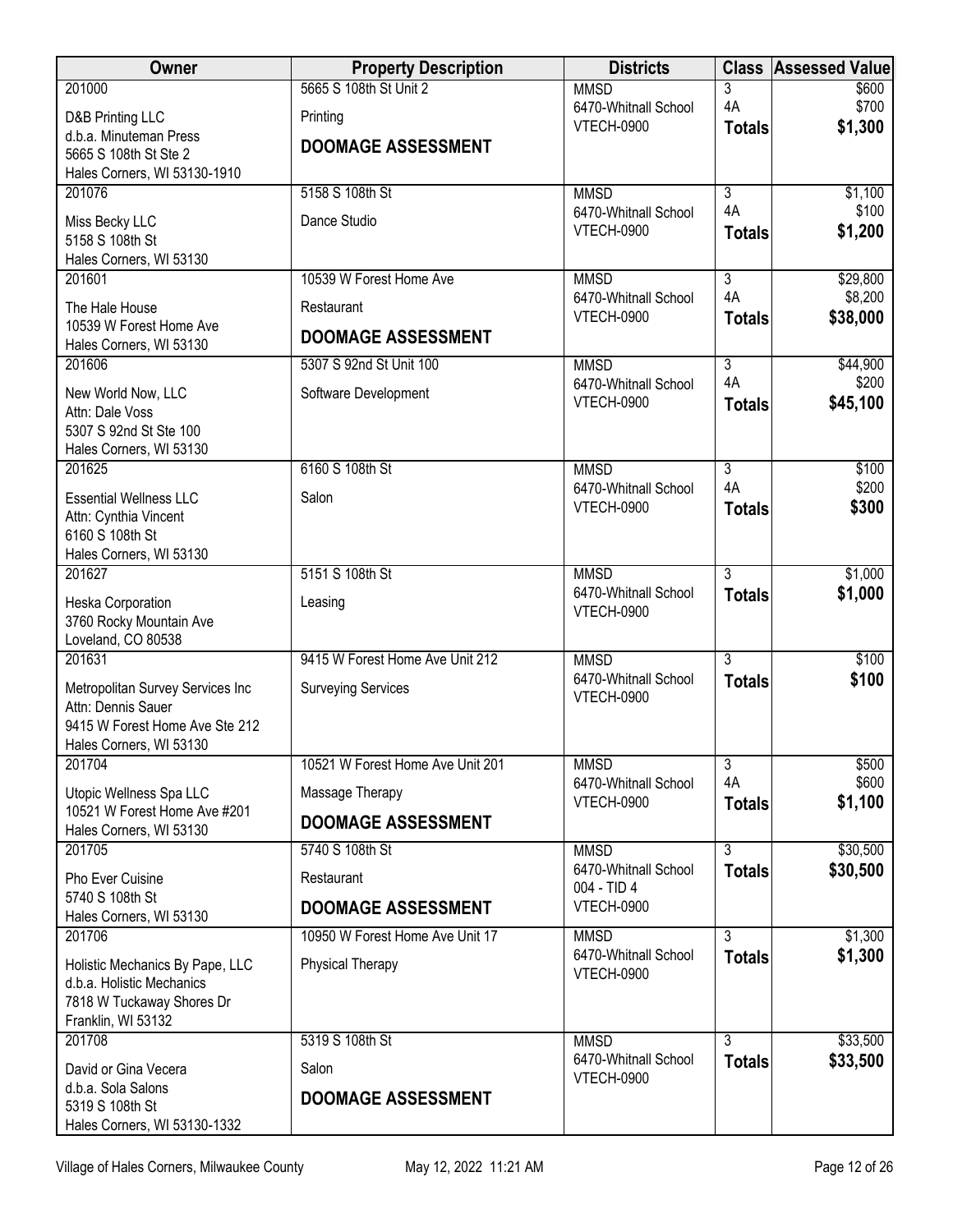| Owner | Property Description | Districts | Class | Assessed Value |
|---|---|---|---|---|
| 201000<br>D&B Printing LLC<br>d.b.a. Minuteman Press<br>5665 S 108th St Ste 2<br>Hales Corners, WI 53130-1910 | 5665 S 108th St Unit 2<br>Printing<br>**DOOMAGE ASSESSMENT** | MMSD<br>6470-Whitnall School<br>VTECH-0900 | 3<br>4A<br>**Totals** | $600<br>$700<br>**$1,300** |
| 201076<br>Miss Becky LLC<br>5158 S 108th St<br>Hales Corners, WI 53130 | 5158 S 108th St<br>Dance Studio | MMSD<br>6470-Whitnall School<br>VTECH-0900 | 3<br>4A<br>**Totals** | $1,100<br>$100<br>**$1,200** |
| 201601<br>The Hale House<br>10539 W Forest Home Ave<br>Hales Corners, WI 53130 | 10539 W Forest Home Ave<br>Restaurant<br>**DOOMAGE ASSESSMENT** | MMSD<br>6470-Whitnall School<br>VTECH-0900 | 3<br>4A<br>**Totals** | $29,800<br>$8,200<br>**$38,000** |
| 201606<br>New World Now, LLC<br>Attn: Dale Voss<br>5307 S 92nd St Ste 100<br>Hales Corners, WI 53130 | 5307 S 92nd St Unit 100<br>Software Development | MMSD<br>6470-Whitnall School<br>VTECH-0900 | 3<br>4A<br>**Totals** | $44,900<br>$200<br>**$45,100** |
| 201625<br>Essential Wellness LLC<br>Attn: Cynthia Vincent<br>6160 S 108th St<br>Hales Corners, WI 53130 | 6160 S 108th St<br>Salon | MMSD<br>6470-Whitnall School<br>VTECH-0900 | 3<br>4A<br>**Totals** | $100<br>$200<br>**$300** |
| 201627<br>Heska Corporation<br>3760 Rocky Mountain Ave<br>Loveland, CO 80538 | 5151 S 108th St<br>Leasing | MMSD<br>6470-Whitnall School<br>VTECH-0900 | 3<br>**Totals** | $1,000<br>**$1,000** |
| 201631<br>Metropolitan Survey Services Inc<br>Attn: Dennis Sauer<br>9415 W Forest Home Ave Ste 212<br>Hales Corners, WI 53130 | 9415 W Forest Home Ave Unit 212<br>Surveying Services | MMSD<br>6470-Whitnall School<br>VTECH-0900 | 3<br>**Totals** | $100<br>**$100** |
| 201704<br>Utopic Wellness Spa LLC<br>10521 W Forest Home Ave #201<br>Hales Corners, WI 53130 | 10521 W Forest Home Ave Unit 201<br>Massage Therapy<br>**DOOMAGE ASSESSMENT** | MMSD<br>6470-Whitnall School<br>VTECH-0900 | 3<br>4A<br>**Totals** | $500<br>$600<br>**$1,100** |
| 201705<br>Pho Ever Cuisine<br>5740 S 108th St<br>Hales Corners, WI 53130 | 5740 S 108th St<br>Restaurant<br>**DOOMAGE ASSESSMENT** | MMSD<br>6470-Whitnall School<br>004 - TID 4<br>VTECH-0900 | 3<br>**Totals** | $30,500<br>**$30,500** |
| 201706<br>Holistic Mechanics By Pape, LLC<br>d.b.a. Holistic Mechanics<br>7818 W Tuckaway Shores Dr<br>Franklin, WI 53132 | 10950 W Forest Home Ave Unit 17<br>Physical Therapy | MMSD<br>6470-Whitnall School<br>VTECH-0900 | 3<br>**Totals** | $1,300<br>**$1,300** |
| 201708<br>David or Gina Vecera<br>d.b.a. Sola Salons<br>5319 S 108th St<br>Hales Corners, WI 53130-1332 | 5319 S 108th St<br>Salon<br>**DOOMAGE ASSESSMENT** | MMSD<br>6470-Whitnall School<br>VTECH-0900 | 3<br>**Totals** | $33,500<br>**$33,500** |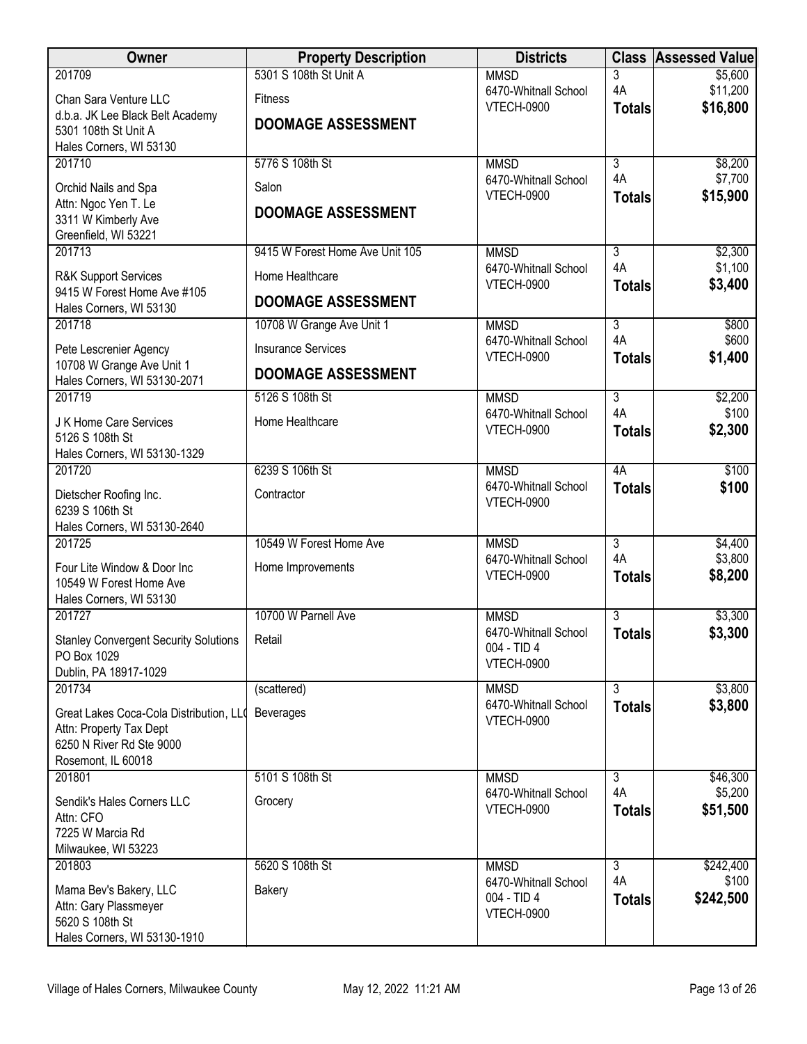| Owner | Property Description | Districts | Class | Assessed Value |
|---|---|---|---|---|
| 201709<br>Chan Sara Venture LLC<br>d.b.a. JK Lee Black Belt Academy<br>5301 108th St Unit A<br>Hales Corners, WI 53130 | 5301 S 108th St Unit A<br>Fitness<br>**DOOMAGE ASSESSMENT** | MMSD<br>6470-Whitnall School<br>VTECH-0900 | 3<br>4A<br>**Totals** | $5,600<br>$11,200<br>**$16,800** |
| 201710<br>Orchid Nails and Spa<br>Attn: Ngoc Yen T. Le<br>3311 W Kimberly Ave<br>Greenfield, WI 53221 | 5776 S 108th St<br>Salon<br>**DOOMAGE ASSESSMENT** | MMSD<br>6470-Whitnall School<br>VTECH-0900 | 3<br>4A<br>**Totals** | $8,200<br>$7,700<br>**$15,900** |
| 201713<br>R&K Support Services<br>9415 W Forest Home Ave #105<br>Hales Corners, WI 53130 | 9415 W Forest Home Ave Unit 105<br>Home Healthcare<br>**DOOMAGE ASSESSMENT** | MMSD<br>6470-Whitnall School<br>VTECH-0900 | 3<br>4A<br>**Totals** | $2,300<br>$1,100<br>**$3,400** |
| 201718<br>Pete Lescrenier Agency<br>10708 W Grange Ave Unit 1<br>Hales Corners, WI 53130-2071 | 10708 W Grange Ave Unit 1<br>Insurance Services<br>**DOOMAGE ASSESSMENT** | MMSD<br>6470-Whitnall School<br>VTECH-0900 | 3<br>4A<br>**Totals** | $800<br>$600<br>**$1,400** |
| 201719<br>J K Home Care Services<br>5126 S 108th St<br>Hales Corners, WI 53130-1329 | 5126 S 108th St<br>Home Healthcare | MMSD<br>6470-Whitnall School<br>VTECH-0900 | 3<br>4A<br>**Totals** | $2,200<br>$100<br>**$2,300** |
| 201720<br>Dietscher Roofing Inc.<br>6239 S 106th St<br>Hales Corners, WI 53130-2640 | 6239 S 106th St<br>Contractor | MMSD<br>6470-Whitnall School<br>VTECH-0900 | 4A<br>**Totals** | $100<br>**$100** |
| 201725<br>Four Lite Window & Door Inc<br>10549 W Forest Home Ave<br>Hales Corners, WI 53130 | 10549 W Forest Home Ave<br>Home Improvements | MMSD<br>6470-Whitnall School<br>VTECH-0900 | 3<br>4A<br>**Totals** | $4,400<br>$3,800<br>**$8,200** |
| 201727<br>Stanley Convergent Security Solutions<br>PO Box 1029<br>Dublin, PA 18917-1029 | 10700 W Parnell Ave<br>Retail | MMSD<br>6470-Whitnall School<br>004 - TID 4<br>VTECH-0900 | 3<br>**Totals** | $3,300<br>**$3,300** |
| 201734<br>Great Lakes Coca-Cola Distribution, LL(<br>Attn: Property Tax Dept<br>6250 N River Rd Ste 9000<br>Rosemont, IL 60018 | (scattered)<br>Beverages | MMSD<br>6470-Whitnall School<br>VTECH-0900 | 3<br>**Totals** | $3,800<br>**$3,800** |
| 201801<br>Sendik's Hales Corners LLC<br>Attn: CFO<br>7225 W Marcia Rd<br>Milwaukee, WI 53223 | 5101 S 108th St<br>Grocery | MMSD<br>6470-Whitnall School<br>VTECH-0900 | 3<br>4A<br>**Totals** | $46,300<br>$5,200<br>**$51,500** |
| 201803<br>Mama Bev's Bakery, LLC<br>Attn: Gary Plassmeyer<br>5620 S 108th St<br>Hales Corners, WI 53130-1910 | 5620 S 108th St<br>Bakery | MMSD<br>6470-Whitnall School<br>004 - TID 4<br>VTECH-0900 | 3<br>4A<br>**Totals** | $242,400<br>$100<br>**$242,500** |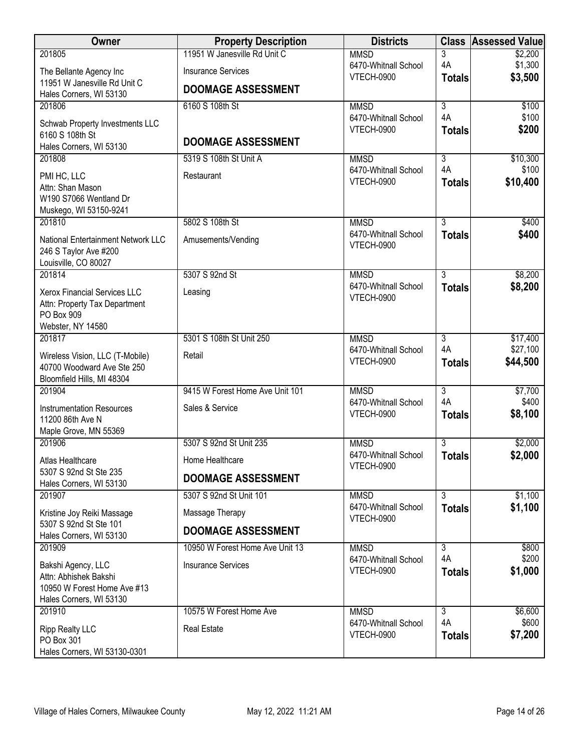| Owner | Property Description | Districts | Class | Assessed Value |
|---|---|---|---|---|
| 201805<br>The Bellante Agency Inc<br>11951 W Janesville Rd Unit C<br>Hales Corners, WI 53130 | 11951 W Janesville Rd Unit C<br>Insurance Services<br>**DOOMAGE ASSESSMENT** | MMSD<br>6470-Whitnall School<br>VTECH-0900 | 3<br>4A<br>**Totals** | \$2,200<br>\$1,300<br>**\$3,500** |
| 201806<br>Schwab Property Investments LLC<br>6160 S 108th St<br>Hales Corners, WI 53130 | 6160 S 108th St<br>**DOOMAGE ASSESSMENT** | MMSD<br>6470-Whitnall School<br>VTECH-0900 | 3<br>4A<br>**Totals** | \$100<br>\$100<br>**\$200** |
| 201808<br>PMI HC, LLC<br>Attn: Shan Mason<br>W190 S7066 Wentland Dr<br>Muskego, WI 53150-9241 | 5319 S 108th St Unit A<br>Restaurant | MMSD<br>6470-Whitnall School<br>VTECH-0900 | 3<br>4A<br>**Totals** | \$10,300<br>\$100<br>**\$10,400** |
| 201810<br>National Entertainment Network LLC<br>246 S Taylor Ave #200<br>Louisville, CO 80027 | 5802 S 108th St<br>Amusements/Vending | MMSD<br>6470-Whitnall School<br>VTECH-0900 | 3<br>**Totals** | \$400<br>**\$400** |
| 201814<br>Xerox Financial Services LLC<br>Attn: Property Tax Department<br>PO Box 909<br>Webster, NY 14580 | 5307 S 92nd St<br>Leasing | MMSD<br>6470-Whitnall School<br>VTECH-0900 | 3<br>**Totals** | \$8,200<br>**\$8,200** |
| 201817<br>Wireless Vision, LLC (T-Mobile)<br>40700 Woodward Ave Ste 250<br>Bloomfield Hills, MI 48304 | 5301 S 108th St Unit 250<br>Retail | MMSD<br>6470-Whitnall School<br>VTECH-0900 | 3<br>4A<br>**Totals** | \$17,400<br>\$27,100<br>**\$44,500** |
| 201904<br>Instrumentation Resources<br>11200 86th Ave N<br>Maple Grove, MN 55369 | 9415 W Forest Home Ave Unit 101<br>Sales & Service | MMSD<br>6470-Whitnall School<br>VTECH-0900 | 3<br>4A<br>**Totals** | \$7,700<br>\$400<br>**\$8,100** |
| 201906<br>Atlas Healthcare<br>5307 S 92nd St Ste 235<br>Hales Corners, WI 53130 | 5307 S 92nd St Unit 235<br>Home Healthcare<br>**DOOMAGE ASSESSMENT** | MMSD<br>6470-Whitnall School<br>VTECH-0900 | 3<br>**Totals** | \$2,000<br>**\$2,000** |
| 201907<br>Kristine Joy Reiki Massage<br>5307 S 92nd St Ste 101<br>Hales Corners, WI 53130 | 5307 S 92nd St Unit 101<br>Massage Therapy<br>**DOOMAGE ASSESSMENT** | MMSD<br>6470-Whitnall School<br>VTECH-0900 | 3<br>**Totals** | \$1,100<br>**\$1,100** |
| 201909<br>Bakshi Agency, LLC<br>Attn: Abhishek Bakshi<br>10950 W Forest Home Ave #13<br>Hales Corners, WI 53130 | 10950 W Forest Home Ave Unit 13<br>Insurance Services | MMSD<br>6470-Whitnall School<br>VTECH-0900 | 3<br>4A<br>**Totals** | \$800<br>\$200<br>**\$1,000** |
| 201910<br>Ripp Realty LLC<br>PO Box 301<br>Hales Corners, WI 53130-0301 | 10575 W Forest Home Ave<br>Real Estate | MMSD<br>6470-Whitnall School<br>VTECH-0900 | 3<br>4A<br>**Totals** | \$6,600<br>\$600<br>**\$7,200** |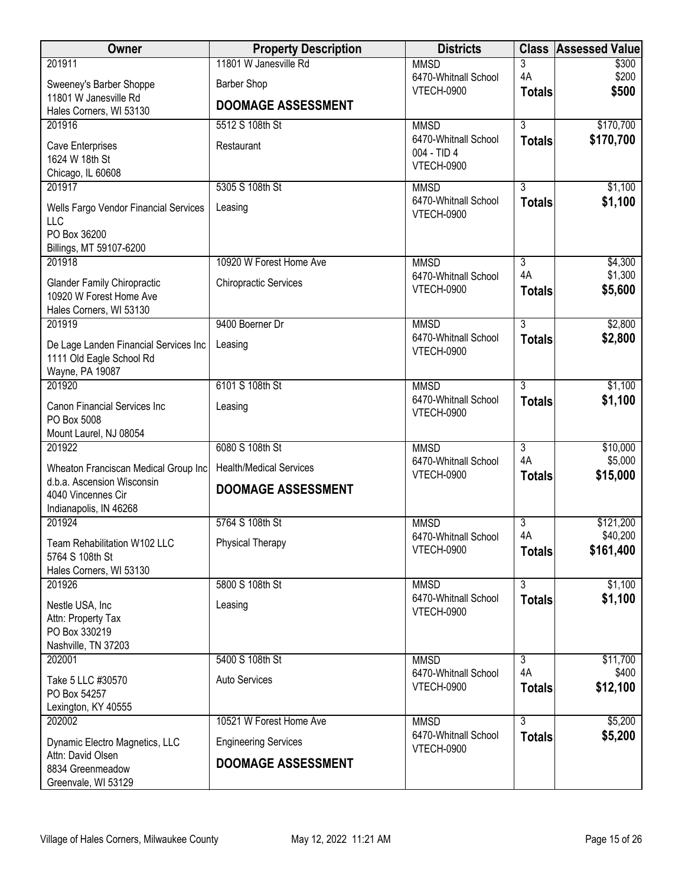| Owner | Property Description | Districts | Class | Assessed Value |
|---|---|---|---|---|
| 201911<br>Sweeney's Barber Shoppe<br>11801 W Janesville Rd<br>Hales Corners, WI 53130 | 11801 W Janesville Rd<br>Barber Shop<br>**DOOMAGE ASSESSMENT** | MMSD<br>6470-Whitnall School<br>VTECH-0900 | 3<br>4A<br>**Totals** | $300<br>$200<br>**$500** |
| 201916<br>Cave Enterprises<br>1624 W 18th St<br>Chicago, IL 60608 | 5512 S 108th St<br>Restaurant | MMSD<br>6470-Whitnall School<br>004 - TID 4<br>VTECH-0900 | 3<br>**Totals** | $170,700<br>**$170,700** |
| 201917<br>Wells Fargo Vendor Financial Services LLC<br>PO Box 36200<br>Billings, MT 59107-6200 | 5305 S 108th St<br>Leasing | MMSD<br>6470-Whitnall School<br>VTECH-0900 | 3<br>**Totals** | $1,100<br>**$1,100** |
| 201918<br>Glander Family Chiropractic<br>10920 W Forest Home Ave<br>Hales Corners, WI 53130 | 10920 W Forest Home Ave<br>Chiropractic Services | MMSD<br>6470-Whitnall School<br>VTECH-0900 | 3<br>4A<br>**Totals** | $4,300<br>$1,300<br>**$5,600** |
| 201919<br>De Lage Landen Financial Services Inc<br>1111 Old Eagle School Rd<br>Wayne, PA 19087 | 9400 Boerner Dr<br>Leasing | MMSD<br>6470-Whitnall School<br>VTECH-0900 | 3<br>**Totals** | $2,800<br>**$2,800** |
| 201920<br>Canon Financial Services Inc<br>PO Box 5008<br>Mount Laurel, NJ 08054 | 6101 S 108th St<br>Leasing | MMSD<br>6470-Whitnall School<br>VTECH-0900 | 3<br>**Totals** | $1,100<br>**$1,100** |
| 201922<br>Wheaton Franciscan Medical Group Inc<br>d.b.a. Ascension Wisconsin<br>4040 Vincennes Cir<br>Indianapolis, IN 46268 | 6080 S 108th St<br>Health/Medical Services<br>**DOOMAGE ASSESSMENT** | MMSD<br>6470-Whitnall School<br>VTECH-0900 | 3<br>4A<br>**Totals** | $10,000<br>$5,000<br>**$15,000** |
| 201924<br>Team Rehabilitation W102 LLC<br>5764 S 108th St<br>Hales Corners, WI 53130 | 5764 S 108th St<br>Physical Therapy | MMSD<br>6470-Whitnall School<br>VTECH-0900 | 3<br>4A<br>**Totals** | $121,200<br>$40,200<br>**$161,400** |
| 201926<br>Nestle USA, Inc<br>Attn: Property Tax<br>PO Box 330219<br>Nashville, TN 37203 | 5800 S 108th St<br>Leasing | MMSD<br>6470-Whitnall School<br>VTECH-0900 | 3<br>**Totals** | $1,100<br>**$1,100** |
| 202001<br>Take 5 LLC #30570<br>PO Box 54257<br>Lexington, KY 40555 | 5400 S 108th St<br>Auto Services | MMSD<br>6470-Whitnall School<br>VTECH-0900 | 3<br>4A<br>**Totals** | $11,700<br>$400<br>**$12,100** |
| 202002<br>Dynamic Electro Magnetics, LLC<br>Attn: David Olsen<br>8834 Greenmeadow<br>Greenvale, WI 53129 | 10521 W Forest Home Ave<br>Engineering Services<br>**DOOMAGE ASSESSMENT** | MMSD<br>6470-Whitnall School<br>VTECH-0900 | 3<br>**Totals** | $5,200<br>**$5,200** |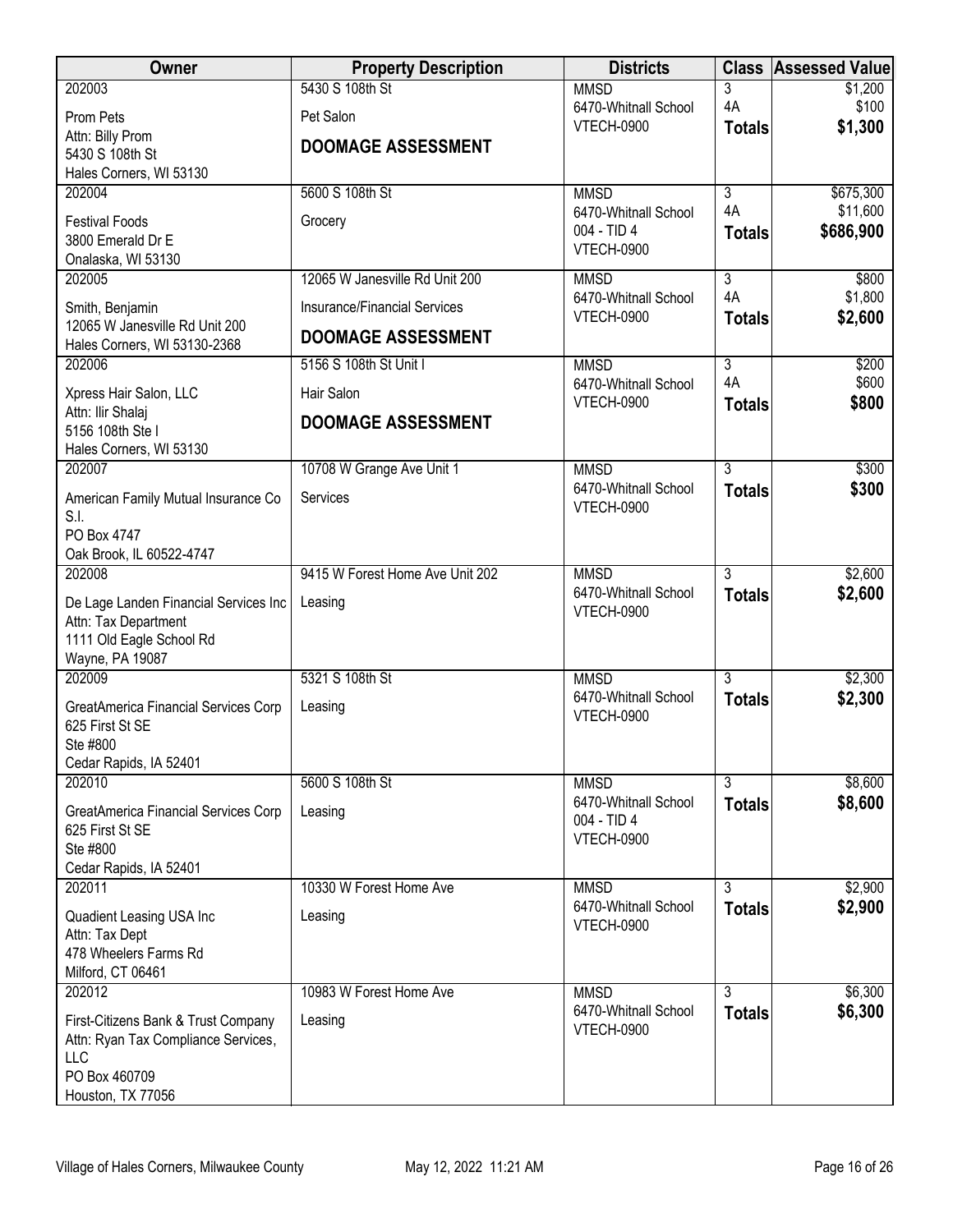| Owner | Property Description | Districts | Class | Assessed Value |
|---|---|---|---|---|
| 202003<br>Prom Pets<br>Attn: Billy Prom<br>5430 S 108th St<br>Hales Corners, WI 53130 | 5430 S 108th St<br>Pet Salon<br>**DOOMAGE ASSESSMENT** | MMSD<br>6470-Whitnall School<br>VTECH-0900 | 3<br>4A<br>**Totals** | $1,200<br>$100<br>**$1,300** |
| 202004<br>Festival Foods<br>3800 Emerald Dr E<br>Onalaska, WI 53130 | 5600 S 108th St<br>Grocery | MMSD<br>6470-Whitnall School<br>004 - TID 4<br>VTECH-0900 | 3<br>4A<br>**Totals** | $675,300<br>$11,600<br>**$686,900** |
| 202005<br>Smith, Benjamin<br>12065 W Janesville Rd Unit 200<br>Hales Corners, WI 53130-2368 | 12065 W Janesville Rd Unit 200<br>Insurance/Financial Services<br>**DOOMAGE ASSESSMENT** | MMSD<br>6470-Whitnall School<br>VTECH-0900 | 3<br>4A<br>**Totals** | $800<br>$1,800<br>**$2,600** |
| 202006<br>Xpress Hair Salon, LLC<br>Attn: Ilir Shalaj<br>5156 108th Ste I<br>Hales Corners, WI 53130 | 5156 S 108th St Unit I<br>Hair Salon<br>**DOOMAGE ASSESSMENT** | MMSD<br>6470-Whitnall School<br>VTECH-0900 | 3<br>4A<br>**Totals** | $200<br>$600<br>**$800** |
| 202007<br>American Family Mutual Insurance Co S.I.<br>PO Box 4747<br>Oak Brook, IL 60522-4747 | 10708 W Grange Ave Unit 1<br>Services | MMSD<br>6470-Whitnall School<br>VTECH-0900 | 3<br>**Totals** | $300<br>**$300** |
| 202008<br>De Lage Landen Financial Services Inc<br>Attn: Tax Department<br>1111 Old Eagle School Rd<br>Wayne, PA 19087 | 9415 W Forest Home Ave Unit 202<br>Leasing | MMSD<br>6470-Whitnall School<br>VTECH-0900 | 3<br>**Totals** | $2,600<br>**$2,600** |
| 202009<br>GreatAmerica Financial Services Corp<br>625 First St SE<br>Ste #800<br>Cedar Rapids, IA 52401 | 5321 S 108th St<br>Leasing | MMSD<br>6470-Whitnall School<br>VTECH-0900 | 3<br>**Totals** | $2,300<br>**$2,300** |
| 202010<br>GreatAmerica Financial Services Corp<br>625 First St SE<br>Ste #800<br>Cedar Rapids, IA 52401 | 5600 S 108th St<br>Leasing | MMSD<br>6470-Whitnall School<br>004 - TID 4<br>VTECH-0900 | 3<br>**Totals** | $8,600<br>**$8,600** |
| 202011<br>Quadient Leasing USA Inc<br>Attn: Tax Dept<br>478 Wheelers Farms Rd<br>Milford, CT 06461 | 10330 W Forest Home Ave<br>Leasing | MMSD<br>6470-Whitnall School<br>VTECH-0900 | 3<br>**Totals** | $2,900<br>**$2,900** |
| 202012<br>First-Citizens Bank & Trust Company<br>Attn: Ryan Tax Compliance Services, LLC<br>PO Box 460709<br>Houston, TX 77056 | 10983 W Forest Home Ave<br>Leasing | MMSD<br>6470-Whitnall School<br>VTECH-0900 | 3<br>**Totals** | $6,300<br>**$6,300** |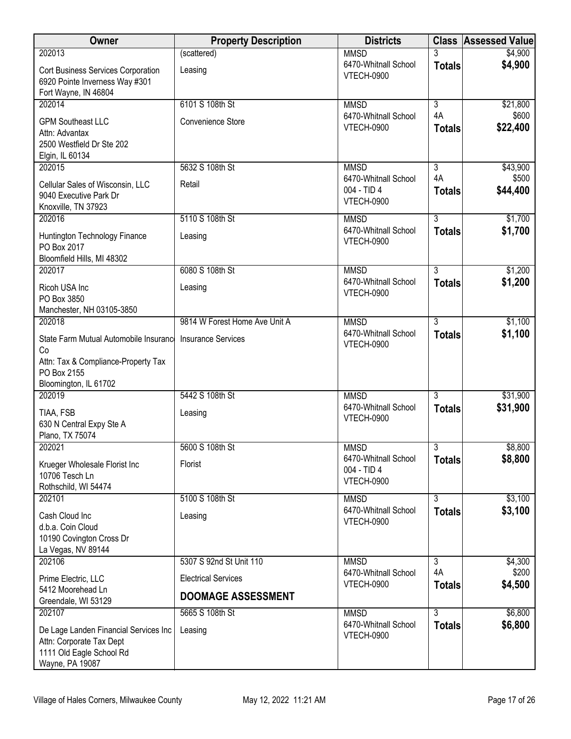| Owner | Property Description | Districts | Class | Assessed Value |
|---|---|---|---|---|
| 202013<br>Cort Business Services Corporation<br>6920 Pointe Inverness Way #301<br>Fort Wayne, IN 46804 | (scattered)<br>Leasing | MMSD<br>6470-Whitnall School<br>VTECH-0900 | 3<br>**Totals** | $4,900<br>**$4,900** |
| 202014<br>GPM Southeast LLC<br>Attn: Advantax<br>2500 Westfield Dr Ste 202<br>Elgin, IL 60134 | 6101 S 108th St<br>Convenience Store | MMSD<br>6470-Whitnall School<br>VTECH-0900 | 3<br>4A<br>**Totals** | $21,800<br>$600<br>**$22,400** |
| 202015<br>Cellular Sales of Wisconsin, LLC<br>9040 Executive Park Dr<br>Knoxville, TN 37923 | 5632 S 108th St<br>Retail | MMSD<br>6470-Whitnall School<br>004 - TID 4<br>VTECH-0900 | 3<br>4A<br>**Totals** | $43,900<br>$500<br>**$44,400** |
| 202016<br>Huntington Technology Finance<br>PO Box 2017<br>Bloomfield Hills, MI 48302 | 5110 S 108th St<br>Leasing | MMSD<br>6470-Whitnall School<br>VTECH-0900 | 3<br>**Totals** | $1,700<br>**$1,700** |
| 202017<br>Ricoh USA Inc<br>PO Box 3850<br>Manchester, NH 03105-3850 | 6080 S 108th St<br>Leasing | MMSD<br>6470-Whitnall School<br>VTECH-0900 | 3<br>**Totals** | $1,200<br>**$1,200** |
| 202018<br>State Farm Mutual Automobile Insurance Co<br>Attn: Tax & Compliance-Property Tax<br>PO Box 2155<br>Bloomington, IL 61702 | 9814 W Forest Home Ave Unit A<br>Insurance Services | MMSD<br>6470-Whitnall School<br>VTECH-0900 | 3<br>**Totals** | $1,100<br>**$1,100** |
| 202019<br>TIAA, FSB<br>630 N Central Expy Ste A<br>Plano, TX 75074 | 5442 S 108th St<br>Leasing | MMSD<br>6470-Whitnall School<br>VTECH-0900 | 3<br>**Totals** | $31,900<br>**$31,900** |
| 202021<br>Krueger Wholesale Florist Inc<br>10706 Tesch Ln<br>Rothschild, WI 54474 | 5600 S 108th St<br>Florist | MMSD<br>6470-Whitnall School<br>004 - TID 4<br>VTECH-0900 | 3<br>**Totals** | $8,800<br>**$8,800** |
| 202101<br>Cash Cloud Inc<br>d.b.a. Coin Cloud<br>10190 Covington Cross Dr<br>La Vegas, NV 89144 | 5100 S 108th St<br>Leasing | MMSD<br>6470-Whitnall School<br>VTECH-0900 | 3<br>**Totals** | $3,100<br>**$3,100** |
| 202106<br>Prime Electric, LLC<br>5412 Moorehead Ln<br>Greendale, WI 53129 | 5307 S 92nd St Unit 110<br>Electrical Services<br>**DOOMAGE ASSESSMENT** | MMSD<br>6470-Whitnall School<br>VTECH-0900 | 3<br>4A<br>**Totals** | $4,300<br>$200<br>**$4,500** |
| 202107<br>De Lage Landen Financial Services Inc<br>Attn: Corporate Tax Dept<br>1111 Old Eagle School Rd<br>Wayne, PA 19087 | 5665 S 108th St<br>Leasing | MMSD<br>6470-Whitnall School<br>VTECH-0900 | 3<br>**Totals** | $6,800<br>**$6,800** |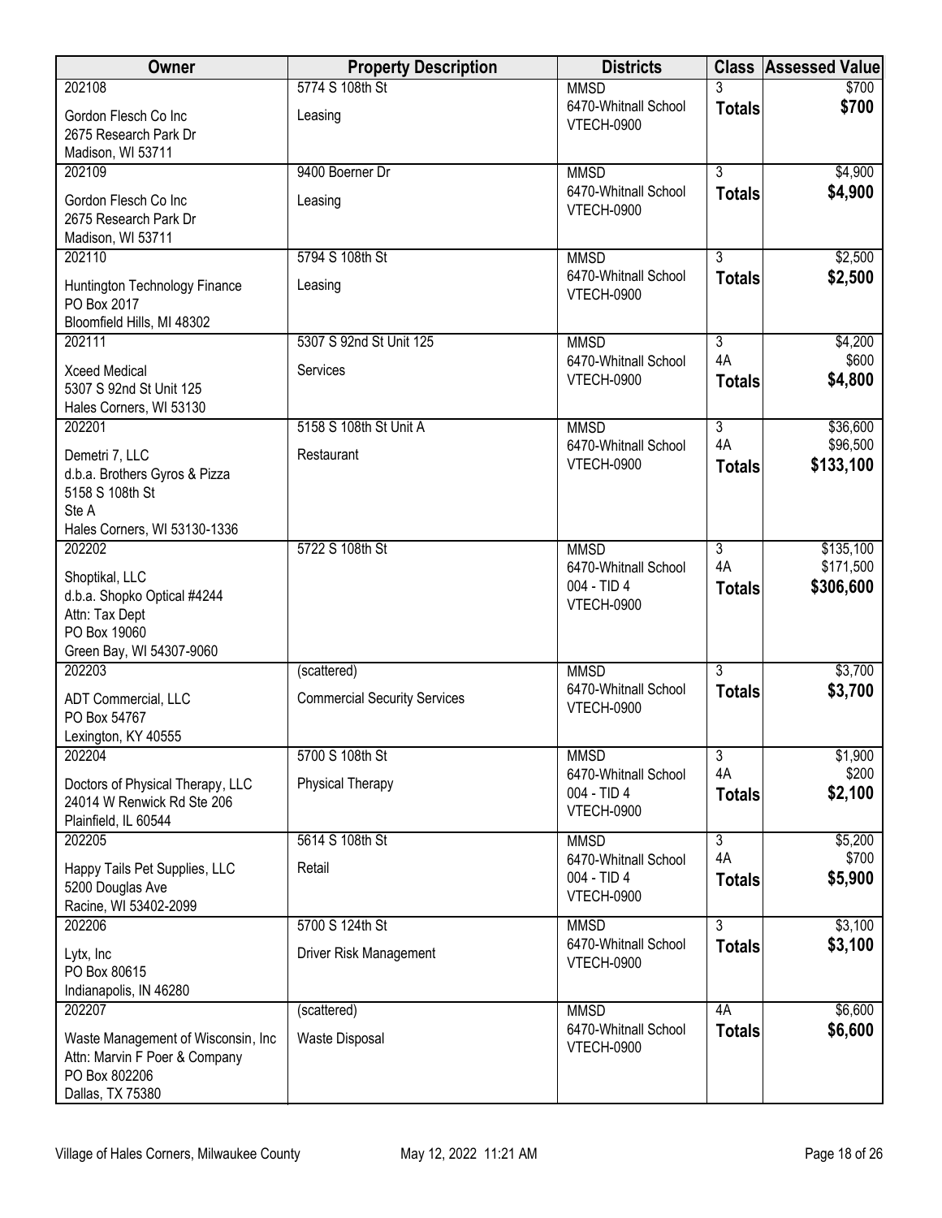| Owner | Property Description | Districts | Class | Assessed Value |
|---|---|---|---|---|
| 202108<br>Gordon Flesch Co Inc<br>2675 Research Park Dr<br>Madison, WI 53711 | 5774 S 108th St<br>Leasing | MMSD<br>6470-Whitnall School<br>VTECH-0900 | 3<br>**Totals** | $700<br>**$700** |
| 202109<br>Gordon Flesch Co Inc<br>2675 Research Park Dr<br>Madison, WI 53711 | 9400 Boerner Dr<br>Leasing | MMSD<br>6470-Whitnall School<br>VTECH-0900 | 3<br>**Totals** | $4,900<br>**$4,900** |
| 202110<br>Huntington Technology Finance<br>PO Box 2017<br>Bloomfield Hills, MI 48302 | 5794 S 108th St<br>Leasing | MMSD<br>6470-Whitnall School<br>VTECH-0900 | 3<br>**Totals** | $2,500<br>**$2,500** |
| 202111<br>Xceed Medical<br>5307 S 92nd St Unit 125<br>Hales Corners, WI 53130 | 5307 S 92nd St Unit 125<br>Services | MMSD<br>6470-Whitnall School<br>VTECH-0900 | 3<br>4A<br>**Totals** | $4,200<br>$600<br>**$4,800** |
| 202201<br>Demetri 7, LLC<br>d.b.a. Brothers Gyros & Pizza<br>5158 S 108th St<br>Ste A<br>Hales Corners, WI 53130-1336 | 5158 S 108th St Unit A<br>Restaurant | MMSD<br>6470-Whitnall School<br>VTECH-0900 | 3<br>4A<br>**Totals** | $36,600<br>$96,500<br>**$133,100** |
| 202202<br>Shoptikal, LLC<br>d.b.a. Shopko Optical #4244<br>Attn: Tax Dept<br>PO Box 19060<br>Green Bay, WI 54307-9060 | 5722 S 108th St | MMSD<br>6470-Whitnall School<br>004 - TID 4<br>VTECH-0900 | 3<br>4A<br>**Totals** | $135,100<br>$171,500<br>**$306,600** |
| 202203<br>ADT Commercial, LLC<br>PO Box 54767<br>Lexington, KY 40555 | (scattered)<br>Commercial Security Services | MMSD<br>6470-Whitnall School<br>VTECH-0900 | 3<br>**Totals** | $3,700<br>**$3,700** |
| 202204<br>Doctors of Physical Therapy, LLC<br>24014 W Renwick Rd Ste 206<br>Plainfield, IL 60544 | 5700 S 108th St<br>Physical Therapy | MMSD<br>6470-Whitnall School<br>004 - TID 4<br>VTECH-0900 | 3<br>4A<br>**Totals** | $1,900<br>$200<br>**$2,100** |
| 202205<br>Happy Tails Pet Supplies, LLC<br>5200 Douglas Ave<br>Racine, WI 53402-2099 | 5614 S 108th St<br>Retail | MMSD<br>6470-Whitnall School<br>004 - TID 4<br>VTECH-0900 | 3<br>4A<br>**Totals** | $5,200<br>$700<br>**$5,900** |
| 202206<br>Lytx, Inc<br>PO Box 80615<br>Indianapolis, IN 46280 | 5700 S 124th St<br>Driver Risk Management | MMSD<br>6470-Whitnall School<br>VTECH-0900 | 3<br>**Totals** | $3,100<br>**$3,100** |
| 202207<br>Waste Management of Wisconsin, Inc<br>Attn: Marvin F Poer & Company<br>PO Box 802206<br>Dallas, TX 75380 | (scattered)<br>Waste Disposal | MMSD<br>6470-Whitnall School<br>VTECH-0900 | 4A<br>**Totals** | $6,600<br>**$6,600** |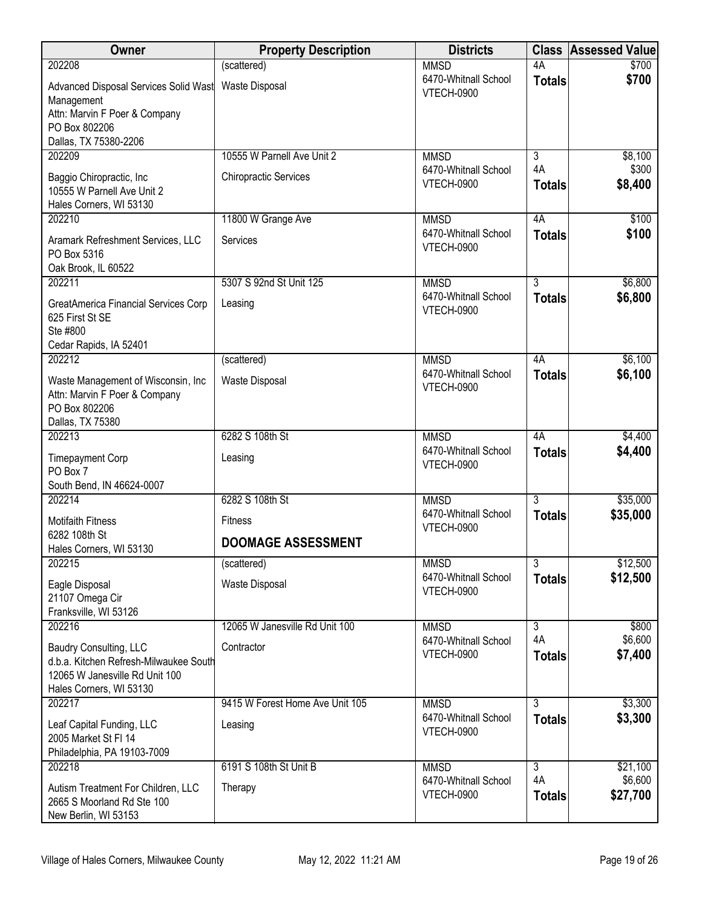| Owner | Property Description | Districts | Class | Assessed Value |
|---|---|---|---|---|
| 202208<br>Advanced Disposal Services Solid Wast Management<br>Attn: Marvin F Poer & Company<br>PO Box 802206<br>Dallas, TX 75380-2206 | (scattered)<br>Waste Disposal | MMSD<br>6470-Whitnall School<br>VTECH-0900 | 4A<br>**Totals** | $700<br>**$700** |
| 202209<br>Baggio Chiropractic, Inc<br>10555 W Parnell Ave Unit 2<br>Hales Corners, WI 53130 | 10555 W Parnell Ave Unit 2<br>Chiropractic Services | MMSD<br>6470-Whitnall School<br>VTECH-0900 | 3<br>4A<br>**Totals** | $8,100<br>$300<br>**$8,400** |
| 202210<br>Aramark Refreshment Services, LLC<br>PO Box 5316<br>Oak Brook, IL 60522 | 11800 W Grange Ave<br>Services | MMSD<br>6470-Whitnall School<br>VTECH-0900 | 4A<br>**Totals** | $100<br>**$100** |
| 202211<br>GreatAmerica Financial Services Corp<br>625 First St SE<br>Ste #800<br>Cedar Rapids, IA 52401 | 5307 S 92nd St Unit 125<br>Leasing | MMSD<br>6470-Whitnall School<br>VTECH-0900 | 3<br>**Totals** | $6,800<br>**$6,800** |
| 202212<br>Waste Management of Wisconsin, Inc<br>Attn: Marvin F Poer & Company<br>PO Box 802206<br>Dallas, TX 75380 | (scattered)<br>Waste Disposal | MMSD<br>6470-Whitnall School<br>VTECH-0900 | 4A<br>**Totals** | $6,100<br>**$6,100** |
| 202213<br>Timepayment Corp<br>PO Box 7<br>South Bend, IN 46624-0007 | 6282 S 108th St<br>Leasing | MMSD<br>6470-Whitnall School<br>VTECH-0900 | 4A<br>**Totals** | $4,400<br>**$4,400** |
| 202214<br>Motifaith Fitness<br>6282 108th St<br>Hales Corners, WI 53130 | 6282 S 108th St<br>Fitness<br>**DOOMAGE ASSESSMENT** | MMSD<br>6470-Whitnall School<br>VTECH-0900 | 3<br>**Totals** | $35,000<br>**$35,000** |
| 202215<br>Eagle Disposal<br>21107 Omega Cir<br>Franksville, WI 53126 | (scattered)<br>Waste Disposal | MMSD<br>6470-Whitnall School<br>VTECH-0900 | 3<br>**Totals** | $12,500<br>**$12,500** |
| 202216<br>Baudry Consulting, LLC<br>d.b.a. Kitchen Refresh-Milwaukee South<br>12065 W Janesville Rd Unit 100<br>Hales Corners, WI 53130 | 12065 W Janesville Rd Unit 100<br>Contractor | MMSD<br>6470-Whitnall School<br>VTECH-0900 | 3<br>4A<br>**Totals** | $800<br>$6,600<br>**$7,400** |
| 202217<br>Leaf Capital Funding, LLC<br>2005 Market St Fl 14<br>Philadelphia, PA 19103-7009 | 9415 W Forest Home Ave Unit 105<br>Leasing | MMSD<br>6470-Whitnall School<br>VTECH-0900 | 3<br>**Totals** | $3,300<br>**$3,300** |
| 202218<br>Autism Treatment For Children, LLC<br>2665 S Moorland Rd Ste 100<br>New Berlin, WI 53153 | 6191 S 108th St Unit B<br>Therapy | MMSD<br>6470-Whitnall School<br>VTECH-0900 | 3<br>4A<br>**Totals** | $21,100<br>$6,600<br>**$27,700** |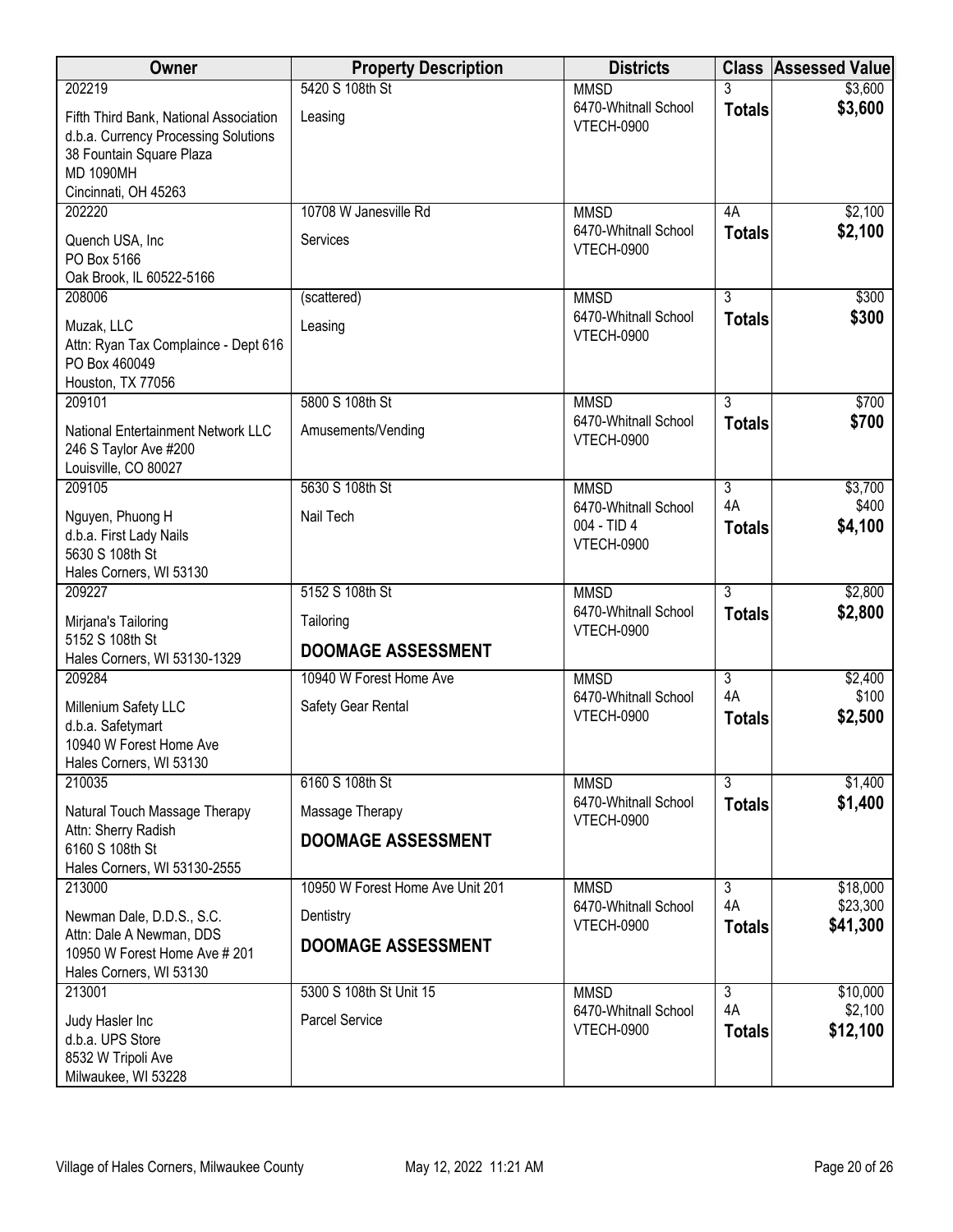| Owner | Property Description | Districts | Class | Assessed Value |
|---|---|---|---|---|
| 202219<br>Fifth Third Bank, National Association<br>d.b.a. Currency Processing Solutions<br>38 Fountain Square Plaza<br>MD 1090MH<br>Cincinnati, OH 45263 | 5420 S 108th St<br>Leasing | MMSD<br>6470-Whitnall School<br>VTECH-0900 | 3<br>**Totals** | $3,600<br>**$3,600** |
| 202220<br>Quench USA, Inc<br>PO Box 5166<br>Oak Brook, IL 60522-5166 | 10708 W Janesville Rd<br>Services | MMSD<br>6470-Whitnall School<br>VTECH-0900 | 4A<br>**Totals** | $2,100<br>**$2,100** |
| 208006<br>Muzak, LLC<br>Attn: Ryan Tax Complaince - Dept 616<br>PO Box 460049<br>Houston, TX 77056 | (scattered)<br>Leasing | MMSD<br>6470-Whitnall School<br>VTECH-0900 | 3<br>**Totals** | $300<br>**$300** |
| 209101<br>National Entertainment Network LLC<br>246 S Taylor Ave #200<br>Louisville, CO 80027 | 5800 S 108th St<br>Amusements/Vending | MMSD<br>6470-Whitnall School<br>VTECH-0900 | 3<br>**Totals** | $700<br>**$700** |
| 209105<br>Nguyen, Phuong H<br>d.b.a. First Lady Nails<br>5630 S 108th St<br>Hales Corners, WI 53130 | 5630 S 108th St<br>Nail Tech | MMSD<br>6470-Whitnall School<br>004 - TID 4<br>VTECH-0900 | 3<br>4A<br>**Totals** | $3,700<br>$400<br>**$4,100** |
| 209227<br>Mirjana's Tailoring<br>5152 S 108th St<br>Hales Corners, WI 53130-1329 | 5152 S 108th St<br>Tailoring<br>**DOOMAGE ASSESSMENT** | MMSD<br>6470-Whitnall School<br>VTECH-0900 | 3<br>**Totals** | $2,800<br>**$2,800** |
| 209284<br>Millenium Safety LLC<br>d.b.a. Safetymart<br>10940 W Forest Home Ave<br>Hales Corners, WI 53130 | 10940 W Forest Home Ave<br>Safety Gear Rental | MMSD<br>6470-Whitnall School<br>VTECH-0900 | 3<br>4A<br>**Totals** | $2,400<br>$100<br>**$2,500** |
| 210035<br>Natural Touch Massage Therapy<br>Attn: Sherry Radish<br>6160 S 108th St<br>Hales Corners, WI 53130-2555 | 6160 S 108th St<br>Massage Therapy<br>**DOOMAGE ASSESSMENT** | MMSD<br>6470-Whitnall School<br>VTECH-0900 | 3<br>**Totals** | $1,400<br>**$1,400** |
| 213000<br>Newman Dale, D.D.S., S.C.<br>Attn: Dale A Newman, DDS<br>10950 W Forest Home Ave # 201<br>Hales Corners, WI 53130 | 10950 W Forest Home Ave Unit 201<br>Dentistry<br>**DOOMAGE ASSESSMENT** | MMSD<br>6470-Whitnall School<br>VTECH-0900 | 3<br>4A<br>**Totals** | $18,000<br>$23,300<br>**$41,300** |
| 213001<br>Judy Hasler Inc<br>d.b.a. UPS Store<br>8532 W Tripoli Ave<br>Milwaukee, WI 53228 | 5300 S 108th St Unit 15<br>Parcel Service | MMSD<br>6470-Whitnall School<br>VTECH-0900 | 3<br>4A<br>**Totals** | $10,000<br>$2,100<br>**$12,100** |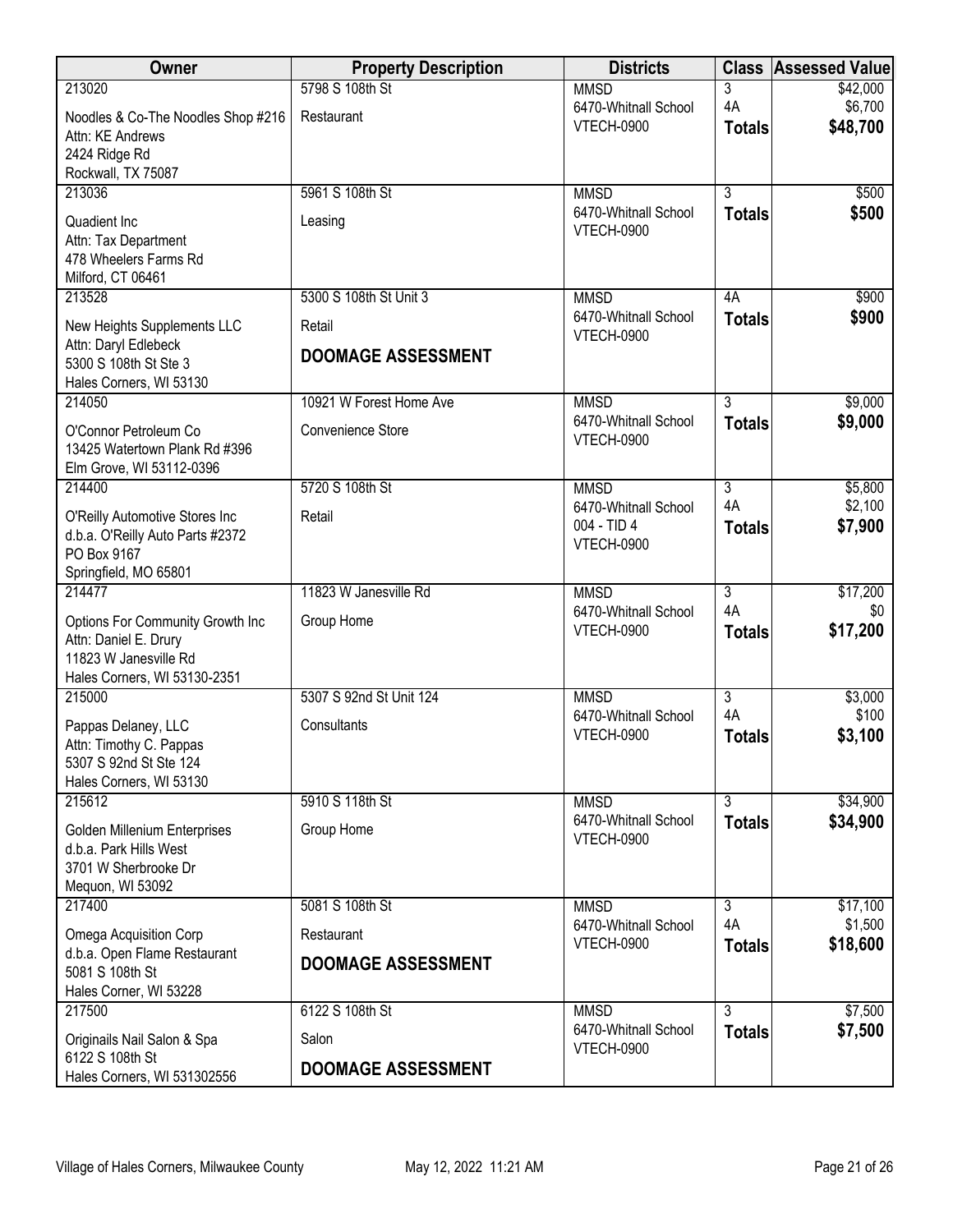| Owner | Property Description | Districts | Class | Assessed Value |
|---|---|---|---|---|
| 213020<br>Noodles & Co-The Noodles Shop #216<br>Attn: KE Andrews<br>2424 Ridge Rd<br>Rockwall, TX 75087 | 5798 S 108th St<br>Restaurant | MMSD<br>6470-Whitnall School<br>VTECH-0900 | 3<br>4A<br>**Totals** | $42,000<br>$6,700<br>**$48,700** |
| 213036<br>Quadient Inc<br>Attn: Tax Department<br>478 Wheelers Farms Rd<br>Milford, CT 06461 | 5961 S 108th St<br>Leasing | MMSD<br>6470-Whitnall School<br>VTECH-0900 | 3<br>**Totals** | $500<br>**$500** |
| 213528<br>New Heights Supplements LLC<br>Attn: Daryl Edlebeck<br>5300 S 108th St Ste 3<br>Hales Corners, WI 53130 | 5300 S 108th St Unit 3<br>Retail<br>**DOOMAGE ASSESSMENT** | MMSD<br>6470-Whitnall School<br>VTECH-0900 | 4A<br>**Totals** | $900<br>**$900** |
| 214050<br>O'Connor Petroleum Co<br>13425 Watertown Plank Rd #396<br>Elm Grove, WI 53112-0396 | 10921 W Forest Home Ave<br>Convenience Store | MMSD<br>6470-Whitnall School<br>VTECH-0900 | 3<br>**Totals** | $9,000<br>**$9,000** |
| 214400<br>O'Reilly Automotive Stores Inc<br>d.b.a. O'Reilly Auto Parts #2372<br>PO Box 9167<br>Springfield, MO 65801 | 5720 S 108th St<br>Retail | MMSD<br>6470-Whitnall School<br>004 - TID 4<br>VTECH-0900 | 3<br>4A<br>**Totals** | $5,800<br>$2,100<br>**$7,900** |
| 214477<br>Options For Community Growth Inc<br>Attn: Daniel E. Drury<br>11823 W Janesville Rd<br>Hales Corners, WI 53130-2351 | 11823 W Janesville Rd<br>Group Home | MMSD<br>6470-Whitnall School<br>VTECH-0900 | 3<br>4A<br>**Totals** | $17,200<br>$0<br>**$17,200** |
| 215000<br>Pappas Delaney, LLC<br>Attn: Timothy C. Pappas<br>5307 S 92nd St Ste 124<br>Hales Corners, WI 53130 | 5307 S 92nd St Unit 124<br>Consultants | MMSD<br>6470-Whitnall School<br>VTECH-0900 | 3<br>4A<br>**Totals** | $3,000<br>$100<br>**$3,100** |
| 215612<br>Golden Millenium Enterprises<br>d.b.a. Park Hills West<br>3701 W Sherbrooke Dr<br>Mequon, WI 53092 | 5910 S 118th St<br>Group Home | MMSD<br>6470-Whitnall School<br>VTECH-0900 | 3<br>**Totals** | $34,900<br>**$34,900** |
| 217400<br>Omega Acquisition Corp<br>d.b.a. Open Flame Restaurant<br>5081 S 108th St<br>Hales Corner, WI 53228 | 5081 S 108th St<br>Restaurant<br>**DOOMAGE ASSESSMENT** | MMSD<br>6470-Whitnall School<br>VTECH-0900 | 3<br>4A<br>**Totals** | $17,100<br>$1,500<br>**$18,600** |
| 217500<br>Originails Nail Salon & Spa<br>6122 S 108th St<br>Hales Corners, WI 531302556 | 6122 S 108th St<br>Salon<br>**DOOMAGE ASSESSMENT** | MMSD<br>6470-Whitnall School<br>VTECH-0900 | 3<br>**Totals** | $7,500<br>**$7,500** |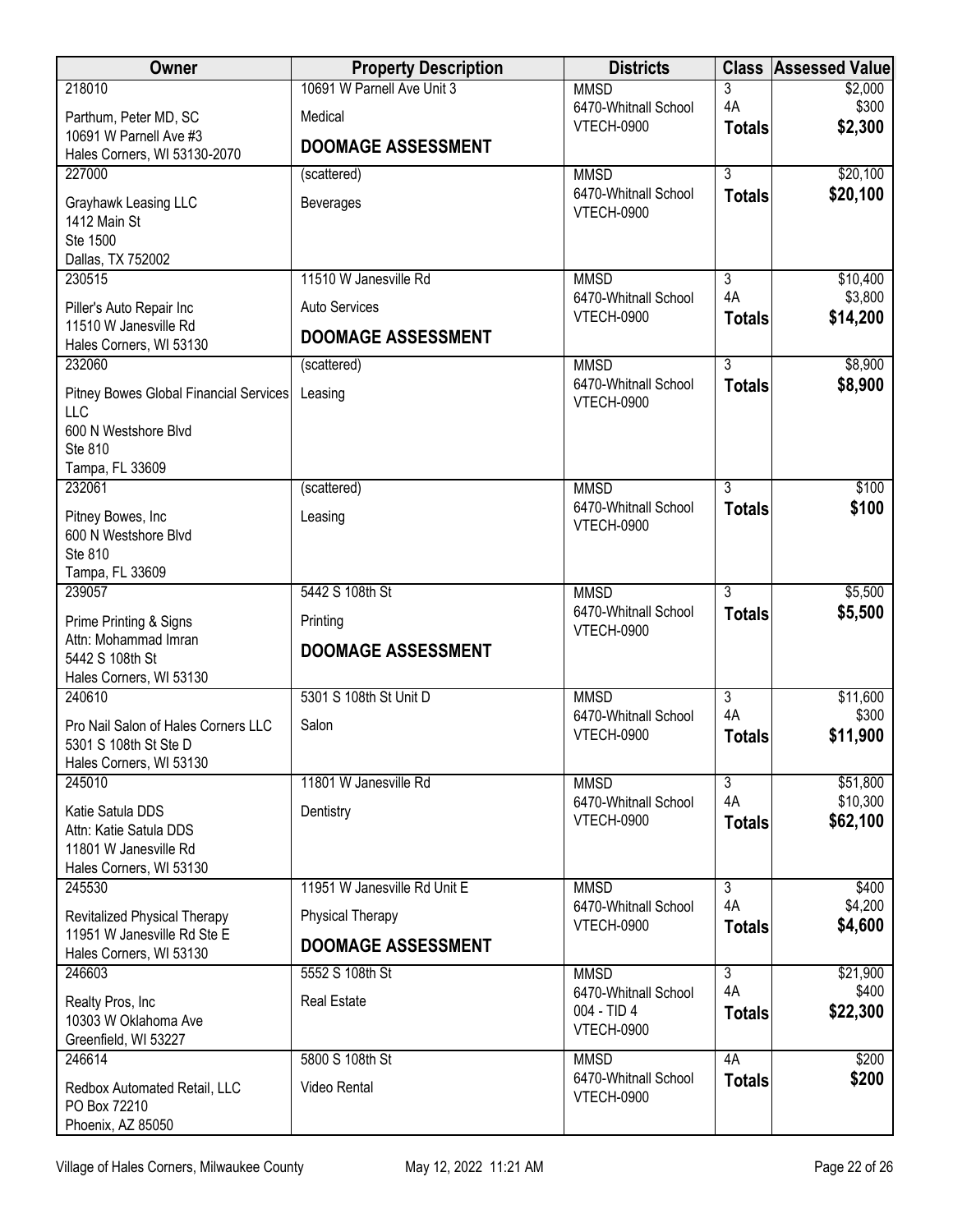| Owner | Property Description | Districts | Class | Assessed Value |
|---|---|---|---|---|
| 218010<br>Parthum, Peter MD, SC<br>10691 W Parnell Ave #3<br>Hales Corners, WI 53130-2070 | 10691 W Parnell Ave Unit 3<br>Medical<br>**DOOMAGE ASSESSMENT** | MMSD<br>6470-Whitnall School<br>VTECH-0900 | 3<br>4A<br>**Totals** | $2,000<br>$300<br>**$2,300** |
| 227000<br>Grayhawk Leasing LLC<br>1412 Main St<br>Ste 1500<br>Dallas, TX 752002 | (scattered)<br>Beverages | MMSD<br>6470-Whitnall School<br>VTECH-0900 | 3<br>**Totals** | $20,100<br>**$20,100** |
| 230515<br>Piller's Auto Repair Inc<br>11510 W Janesville Rd<br>Hales Corners, WI 53130 | 11510 W Janesville Rd<br>Auto Services<br>**DOOMAGE ASSESSMENT** | MMSD<br>6470-Whitnall School<br>VTECH-0900 | 3<br>4A<br>**Totals** | $10,400<br>$3,800<br>**$14,200** |
| 232060<br>Pitney Bowes Global Financial Services LLC<br>600 N Westshore Blvd<br>Ste 810<br>Tampa, FL 33609 | (scattered)<br>Leasing | MMSD<br>6470-Whitnall School<br>VTECH-0900 | 3<br>**Totals** | $8,900<br>**$8,900** |
| 232061<br>Pitney Bowes, Inc<br>600 N Westshore Blvd<br>Ste 810<br>Tampa, FL 33609 | (scattered)<br>Leasing | MMSD<br>6470-Whitnall School<br>VTECH-0900 | 3<br>**Totals** | $100<br>**$100** |
| 239057<br>Prime Printing & Signs<br>Attn: Mohammad Imran<br>5442 S 108th St<br>Hales Corners, WI 53130 | 5442 S 108th St<br>Printing<br>**DOOMAGE ASSESSMENT** | MMSD<br>6470-Whitnall School<br>VTECH-0900 | 3<br>**Totals** | $5,500<br>**$5,500** |
| 240610<br>Pro Nail Salon of Hales Corners LLC<br>5301 S 108th St Ste D<br>Hales Corners, WI 53130 | 5301 S 108th St Unit D<br>Salon | MMSD<br>6470-Whitnall School<br>VTECH-0900 | 3<br>4A<br>**Totals** | $11,600<br>$300<br>**$11,900** |
| 245010<br>Katie Satula DDS<br>Attn: Katie Satula DDS<br>11801 W Janesville Rd<br>Hales Corners, WI 53130 | 11801 W Janesville Rd<br>Dentistry | MMSD<br>6470-Whitnall School<br>VTECH-0900 | 3<br>4A<br>**Totals** | $51,800<br>$10,300<br>**$62,100** |
| 245530<br>Revitalized Physical Therapy<br>11951 W Janesville Rd Ste E<br>Hales Corners, WI 53130 | 11951 W Janesville Rd Unit E<br>Physical Therapy<br>**DOOMAGE ASSESSMENT** | MMSD<br>6470-Whitnall School<br>VTECH-0900 | 3<br>4A<br>**Totals** | $400<br>$4,200<br>**$4,600** |
| 246603<br>Realty Pros, Inc<br>10303 W Oklahoma Ave<br>Greenfield, WI 53227 | 5552 S 108th St<br>Real Estate | MMSD<br>6470-Whitnall School<br>004 - TID 4<br>VTECH-0900 | 3<br>4A<br>**Totals** | $21,900<br>$400<br>**$22,300** |
| 246614<br>Redbox Automated Retail, LLC<br>PO Box 72210<br>Phoenix, AZ 85050 | 5800 S 108th St<br>Video Rental | MMSD<br>6470-Whitnall School<br>VTECH-0900 | 4A<br>**Totals** | $200<br>**$200** |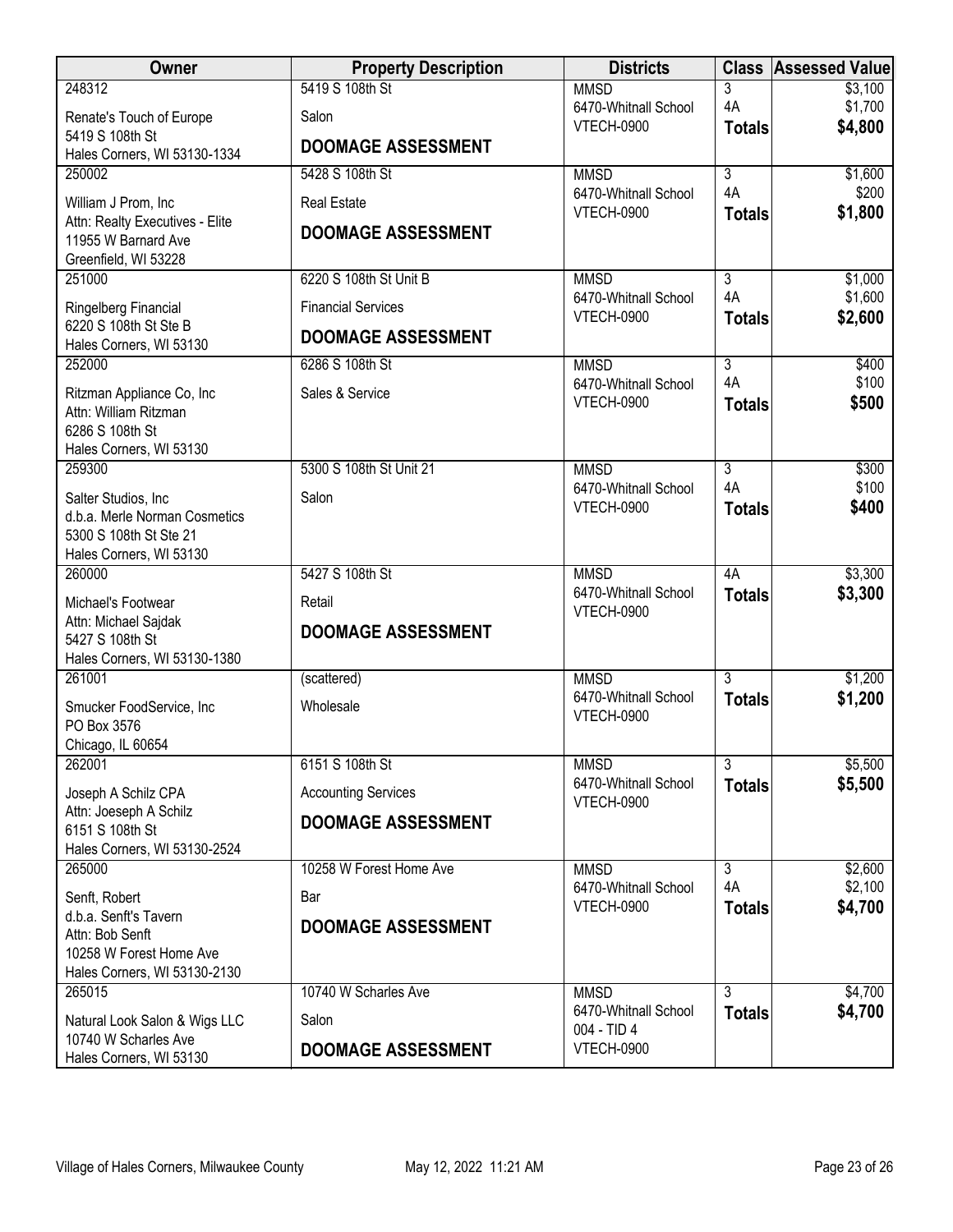| Owner | Property Description | Districts | Class | Assessed Value |
|---|---|---|---|---|
| 248312<br>Renate's Touch of Europe<br>5419 S 108th St<br>Hales Corners, WI 53130-1334 | 5419 S 108th St<br>Salon<br>**DOOMAGE ASSESSMENT** | MMSD<br>6470-Whitnall School<br>VTECH-0900 | 3<br>4A<br>**Totals** | \$3,100<br>\$1,700<br>**\$4,800** |
| 250002<br>William J Prom, Inc<br>Attn: Realty Executives - Elite<br>11955 W Barnard Ave<br>Greenfield, WI 53228 | 5428 S 108th St<br>Real Estate<br>**DOOMAGE ASSESSMENT** | MMSD<br>6470-Whitnall School<br>VTECH-0900 | 3<br>4A<br>**Totals** | \$1,600<br>\$200<br>**\$1,800** |
| 251000<br>Ringelberg Financial<br>6220 S 108th St Ste B<br>Hales Corners, WI 53130 | 6220 S 108th St Unit B<br>Financial Services<br>**DOOMAGE ASSESSMENT** | MMSD<br>6470-Whitnall School<br>VTECH-0900 | 3<br>4A<br>**Totals** | \$1,000<br>\$1,600<br>**\$2,600** |
| 252000<br>Ritzman Appliance Co, Inc<br>Attn: William Ritzman<br>6286 S 108th St<br>Hales Corners, WI 53130 | 6286 S 108th St<br>Sales & Service | MMSD<br>6470-Whitnall School<br>VTECH-0900 | 3<br>4A<br>**Totals** | \$400<br>\$100<br>**\$500** |
| 259300<br>Salter Studios, Inc<br>d.b.a. Merle Norman Cosmetics<br>5300 S 108th St Ste 21<br>Hales Corners, WI 53130 | 5300 S 108th St Unit 21<br>Salon | MMSD<br>6470-Whitnall School<br>VTECH-0900 | 3<br>4A<br>**Totals** | \$300<br>\$100<br>**\$400** |
| 260000<br>Michael's Footwear<br>Attn: Michael Sajdak<br>5427 S 108th St<br>Hales Corners, WI 53130-1380 | 5427 S 108th St<br>Retail<br>**DOOMAGE ASSESSMENT** | MMSD<br>6470-Whitnall School<br>VTECH-0900 | 4A<br>**Totals** | \$3,300<br>**\$3,300** |
| 261001<br>Smucker FoodService, Inc<br>PO Box 3576<br>Chicago, IL 60654 | (scattered)<br>Wholesale | MMSD<br>6470-Whitnall School<br>VTECH-0900 | 3<br>**Totals** | \$1,200<br>**\$1,200** |
| 262001<br>Joseph A Schilz CPA<br>Attn: Joeseph A Schilz<br>6151 S 108th St<br>Hales Corners, WI 53130-2524 | 6151 S 108th St<br>Accounting Services<br>**DOOMAGE ASSESSMENT** | MMSD<br>6470-Whitnall School<br>VTECH-0900 | 3<br>**Totals** | \$5,500<br>**\$5,500** |
| 265000<br>Senft, Robert<br>d.b.a. Senft's Tavern<br>Attn: Bob Senft<br>10258 W Forest Home Ave<br>Hales Corners, WI 53130-2130 | 10258 W Forest Home Ave<br>Bar<br>**DOOMAGE ASSESSMENT** | MMSD<br>6470-Whitnall School<br>VTECH-0900 | 3<br>4A<br>**Totals** | \$2,600<br>\$2,100<br>**\$4,700** |
| 265015<br>Natural Look Salon & Wigs LLC<br>10740 W Scharles Ave<br>Hales Corners, WI 53130 | 10740 W Scharles Ave<br>Salon<br>**DOOMAGE ASSESSMENT** | MMSD<br>6470-Whitnall School<br>004 - TID 4<br>VTECH-0900 | 3<br>**Totals** | \$4,700<br>**\$4,700** |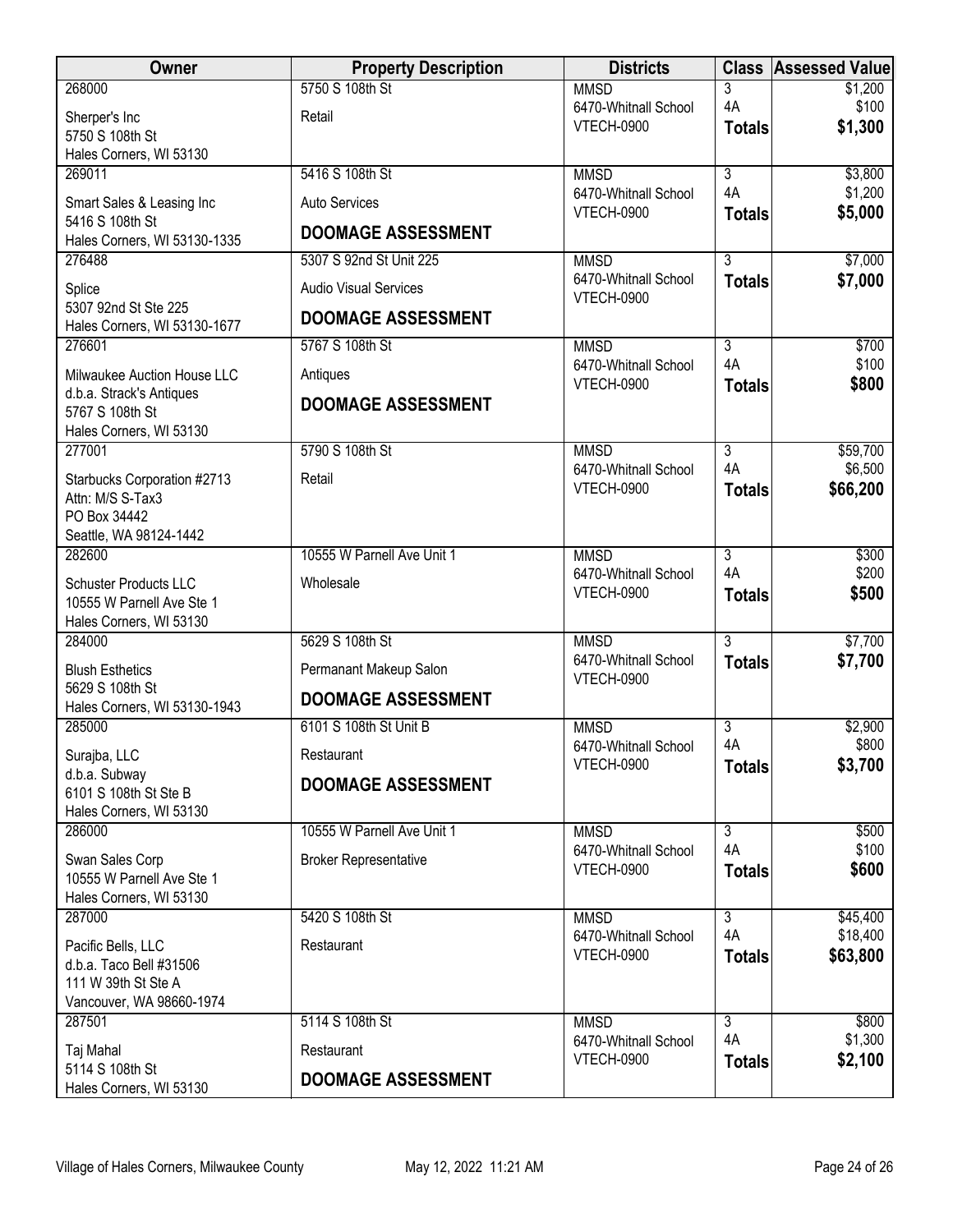| Owner | Property Description | Districts | Class | Assessed Value |
|---|---|---|---|---|
| 268000<br>Sherper's Inc<br>5750 S 108th St<br>Hales Corners, WI 53130 | 5750 S 108th St<br>Retail | MMSD<br>6470-Whitnall School<br>VTECH-0900 | 3<br>4A<br>**Totals** | $1,200<br>$100<br>**$1,300** |
| 269011<br>Smart Sales & Leasing Inc<br>5416 S 108th St<br>Hales Corners, WI 53130-1335 | 5416 S 108th St<br>Auto Services<br>**DOOMAGE ASSESSMENT** | MMSD<br>6470-Whitnall School<br>VTECH-0900 | 3<br>4A<br>**Totals** | $3,800<br>$1,200<br>**$5,000** |
| 276488<br>Splice<br>5307 92nd St Ste 225<br>Hales Corners, WI 53130-1677 | 5307 S 92nd St Unit 225<br>Audio Visual Services<br>**DOOMAGE ASSESSMENT** | MMSD<br>6470-Whitnall School<br>VTECH-0900 | 3<br>**Totals** | $7,000<br>**$7,000** |
| 276601<br>Milwaukee Auction House LLC<br>d.b.a. Strack's Antiques<br>5767 S 108th St<br>Hales Corners, WI 53130 | 5767 S 108th St<br>Antiques<br>**DOOMAGE ASSESSMENT** | MMSD<br>6470-Whitnall School<br>VTECH-0900 | 3<br>4A<br>**Totals** | $700<br>$100<br>**$800** |
| 277001<br>Starbucks Corporation #2713<br>Attn: M/S S-Tax3<br>PO Box 34442<br>Seattle, WA 98124-1442 | 5790 S 108th St<br>Retail | MMSD<br>6470-Whitnall School<br>VTECH-0900 | 3<br>4A<br>**Totals** | $59,700<br>$6,500<br>**$66,200** |
| 282600<br>Schuster Products LLC<br>10555 W Parnell Ave Ste 1<br>Hales Corners, WI 53130 | 10555 W Parnell Ave Unit 1<br>Wholesale | MMSD<br>6470-Whitnall School<br>VTECH-0900 | 3<br>4A<br>**Totals** | $300<br>$200<br>**$500** |
| 284000<br>Blush Esthetics<br>5629 S 108th St<br>Hales Corners, WI 53130-1943 | 5629 S 108th St<br>Permanant Makeup Salon<br>**DOOMAGE ASSESSMENT** | MMSD<br>6470-Whitnall School<br>VTECH-0900 | 3<br>**Totals** | $7,700<br>**$7,700** |
| 285000<br>Surajba, LLC<br>d.b.a. Subway<br>6101 S 108th St Ste B<br>Hales Corners, WI 53130 | 6101 S 108th St Unit B<br>Restaurant<br>**DOOMAGE ASSESSMENT** | MMSD<br>6470-Whitnall School<br>VTECH-0900 | 3<br>4A<br>**Totals** | $2,900<br>$800<br>**$3,700** |
| 286000<br>Swan Sales Corp<br>10555 W Parnell Ave Ste 1<br>Hales Corners, WI 53130 | 10555 W Parnell Ave Unit 1<br>Broker Representative | MMSD<br>6470-Whitnall School<br>VTECH-0900 | 3<br>4A<br>**Totals** | $500<br>$100<br>**$600** |
| 287000<br>Pacific Bells, LLC<br>d.b.a. Taco Bell #31506<br>111 W 39th St Ste A<br>Vancouver, WA 98660-1974 | 5420 S 108th St<br>Restaurant | MMSD<br>6470-Whitnall School<br>VTECH-0900 | 3<br>4A<br>**Totals** | $45,400<br>$18,400<br>**$63,800** |
| 287501<br>Taj Mahal<br>5114 S 108th St<br>Hales Corners, WI 53130 | 5114 S 108th St<br>Restaurant<br>**DOOMAGE ASSESSMENT** | MMSD<br>6470-Whitnall School<br>VTECH-0900 | 3<br>4A<br>**Totals** | $800<br>$1,300<br>**$2,100** |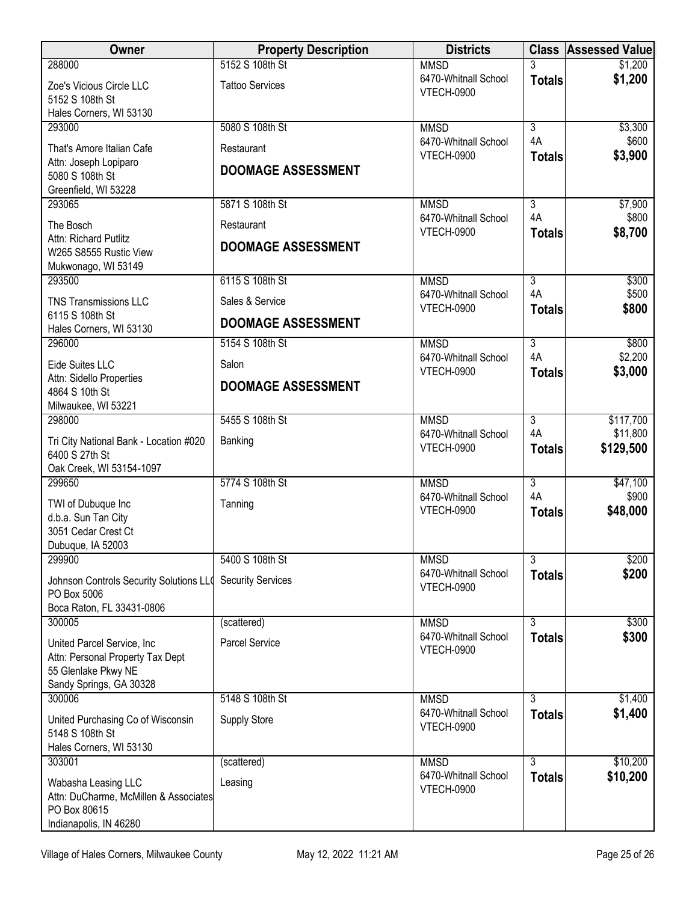| Owner | Property Description | Districts | Class | Assessed Value |
|---|---|---|---|---|
| 288000<br>Zoe's Vicious Circle LLC<br>5152 S 108th St<br>Hales Corners, WI 53130 | 5152 S 108th St<br>Tattoo Services | MMSD<br>6470-Whitnall School<br>VTECH-0900 | 3<br>**Totals** | $1,200<br>**$1,200** |
| 293000<br>That's Amore Italian Cafe<br>Attn: Joseph Lopiparo<br>5080 S 108th St<br>Greenfield, WI 53228 | 5080 S 108th St<br>Restaurant<br>**DOOMAGE ASSESSMENT** | MMSD<br>6470-Whitnall School<br>VTECH-0900 | 3<br>4A<br>**Totals** | $3,300<br>$600<br>**$3,900** |
| 293065<br>The Bosch<br>Attn: Richard Putlitz<br>W265 S8555 Rustic View<br>Mukwonago, WI 53149 | 5871 S 108th St<br>Restaurant<br>**DOOMAGE ASSESSMENT** | MMSD<br>6470-Whitnall School<br>VTECH-0900 | 3<br>4A<br>**Totals** | $7,900<br>$800<br>**$8,700** |
| 293500<br>TNS Transmissions LLC<br>6115 S 108th St<br>Hales Corners, WI 53130 | 6115 S 108th St<br>Sales & Service<br>**DOOMAGE ASSESSMENT** | MMSD<br>6470-Whitnall School<br>VTECH-0900 | 3<br>4A<br>**Totals** | $300<br>$500<br>**$800** |
| 296000<br>Eide Suites LLC<br>Attn: Sidello Properties<br>4864 S 10th St<br>Milwaukee, WI 53221 | 5154 S 108th St<br>Salon<br>**DOOMAGE ASSESSMENT** | MMSD<br>6470-Whitnall School<br>VTECH-0900 | 3<br>4A<br>**Totals** | $800<br>$2,200<br>**$3,000** |
| 298000<br>Tri City National Bank - Location #020<br>6400 S 27th St<br>Oak Creek, WI 53154-1097 | 5455 S 108th St<br>Banking | MMSD<br>6470-Whitnall School<br>VTECH-0900 | 3<br>4A<br>**Totals** | $117,700<br>$11,800<br>**$129,500** |
| 299650<br>TWI of Dubuque Inc<br>d.b.a. Sun Tan City<br>3051 Cedar Crest Ct<br>Dubuque, IA 52003 | 5774 S 108th St<br>Tanning | MMSD<br>6470-Whitnall School<br>VTECH-0900 | 3<br>4A<br>**Totals** | $47,100<br>$900<br>**$48,000** |
| 299900<br>Johnson Controls Security Solutions LL(<br>PO Box 5006<br>Boca Raton, FL 33431-0806 | 5400 S 108th St<br>Security Services | MMSD<br>6470-Whitnall School<br>VTECH-0900 | 3<br>**Totals** | $200<br>**$200** |
| 300005<br>United Parcel Service, Inc<br>Attn: Personal Property Tax Dept<br>55 Glenlake Pkwy NE<br>Sandy Springs, GA 30328 | (scattered)<br>Parcel Service | MMSD<br>6470-Whitnall School<br>VTECH-0900 | 3<br>**Totals** | $300<br>**$300** |
| 300006<br>United Purchasing Co of Wisconsin<br>5148 S 108th St<br>Hales Corners, WI 53130 | 5148 S 108th St<br>Supply Store | MMSD<br>6470-Whitnall School<br>VTECH-0900 | 3<br>**Totals** | $1,400<br>**$1,400** |
| 303001<br>Wabasha Leasing LLC<br>Attn: DuCharme, McMillen & Associates<br>PO Box 80615<br>Indianapolis, IN 46280 | (scattered)<br>Leasing | MMSD<br>6470-Whitnall School<br>VTECH-0900 | 3<br>**Totals** | $10,200<br>**$10,200** |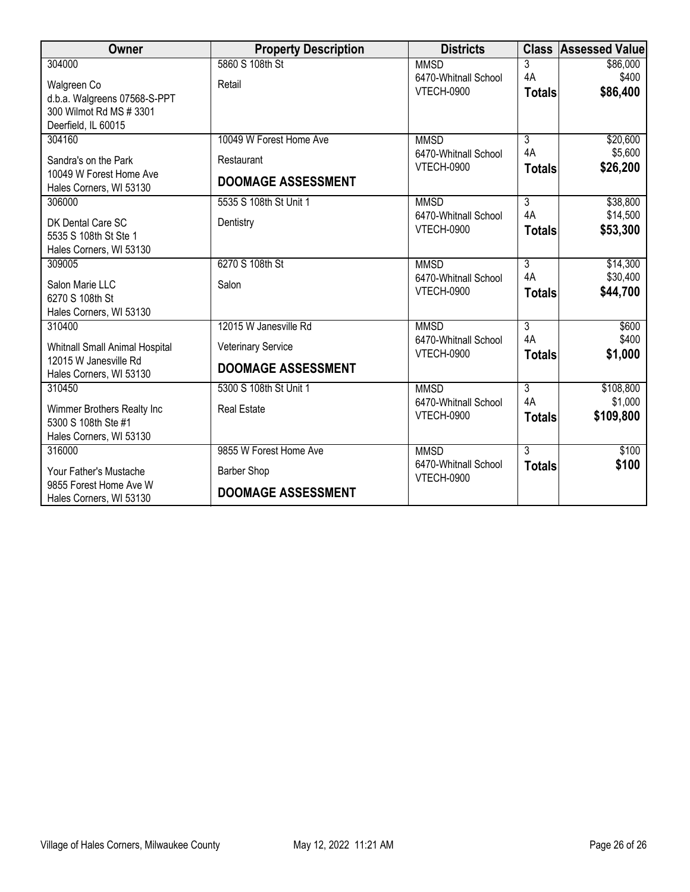| Owner | Property Description | Districts | Class | Assessed Value |
|---|---|---|---|---|
| 304000<br>Walgreen Co<br>d.b.a. Walgreens 07568-S-PPT<br>300 Wilmot Rd MS # 3301<br>Deerfield, IL 60015 | 5860 S 108th St<br>Retail | MMSD<br>6470-Whitnall School<br>VTECH-0900 | 3<br>4A<br>**Totals** | \$86,000<br>\$400<br>**\$86,400** |
| 304160<br>Sandra's on the Park<br>10049 W Forest Home Ave<br>Hales Corners, WI 53130 | 10049 W Forest Home Ave<br>Restaurant<br>**DOOMAGE ASSESSMENT** | MMSD<br>6470-Whitnall School<br>VTECH-0900 | 3<br>4A<br>**Totals** | \$20,600<br>\$5,600<br>**\$26,200** |
| 306000<br>DK Dental Care SC<br>5535 S 108th St Ste 1<br>Hales Corners, WI 53130 | 5535 S 108th St Unit 1<br>Dentistry | MMSD<br>6470-Whitnall School<br>VTECH-0900 | 3<br>4A<br>**Totals** | \$38,800<br>\$14,500<br>**\$53,300** |
| 309005<br>Salon Marie LLC<br>6270 S 108th St<br>Hales Corners, WI 53130 | 6270 S 108th St<br>Salon | MMSD<br>6470-Whitnall School<br>VTECH-0900 | 3<br>4A<br>**Totals** | \$14,300<br>\$30,400<br>**\$44,700** |
| 310400<br>Whitnall Small Animal Hospital<br>12015 W Janesville Rd<br>Hales Corners, WI 53130 | 12015 W Janesville Rd<br>Veterinary Service<br>**DOOMAGE ASSESSMENT** | MMSD<br>6470-Whitnall School<br>VTECH-0900 | 3<br>4A<br>**Totals** | \$600<br>\$400<br>**\$1,000** |
| 310450<br>Wimmer Brothers Realty Inc<br>5300 S 108th Ste #1<br>Hales Corners, WI 53130 | 5300 S 108th St Unit 1<br>Real Estate | MMSD<br>6470-Whitnall School<br>VTECH-0900 | 3<br>4A<br>**Totals** | \$108,800<br>\$1,000<br>**\$109,800** |
| 316000<br>Your Father's Mustache<br>9855 Forest Home Ave W<br>Hales Corners, WI 53130 | 9855 W Forest Home Ave<br>Barber Shop<br>**DOOMAGE ASSESSMENT** | MMSD<br>6470-Whitnall School<br>VTECH-0900 | 3<br>**Totals** | \$100<br>**\$100** |